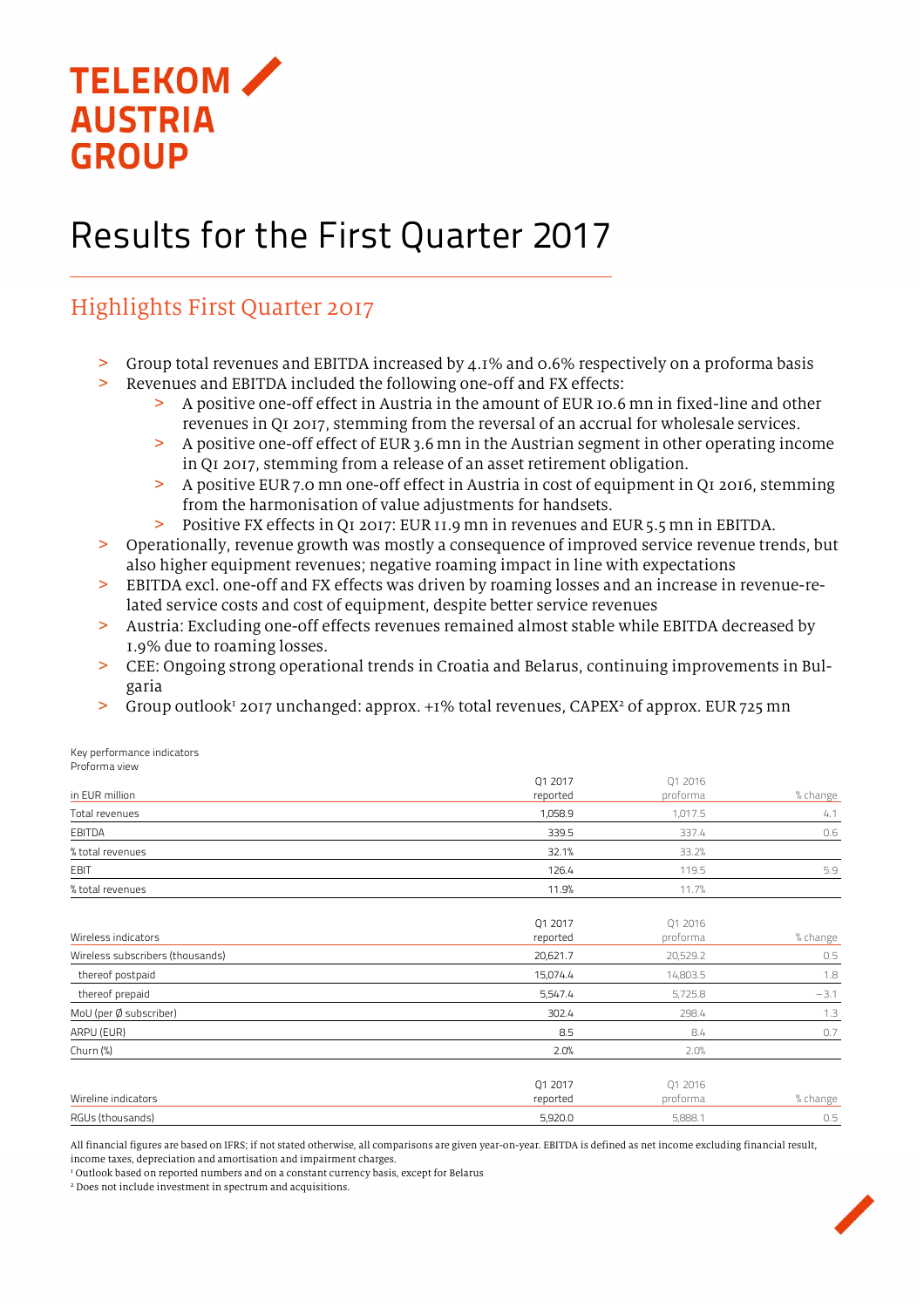TELEKOM AUSTRIA GROUP

# Results for the First Quarter 2017

## Highlights First Quarter 2017

- Group total revenues and EBITDA increased by 4.1% and 0.6% respectively on a proforma basis
- Revenues and EBITDA included the following one-off and FX effects:
  - A positive one-off effect in Austria in the amount of EUR 10.6 mn in fixed-line and other revenues in Q1 2017, stemming from the reversal of an accrual for wholesale services.
  - A positive one-off effect of EUR 3.6 mn in the Austrian segment in other operating income in Q1 2017, stemming from a release of an asset retirement obligation.
  - A positive EUR 7.0 mn one-off effect in Austria in cost of equipment in Q1 2016, stemming from the harmonisation of value adjustments for handsets.
  - Positive FX effects in Q1 2017: EUR 11.9 mn in revenues and EUR 5.5 mn in EBITDA.
- Operationally, revenue growth was mostly a consequence of improved service revenue trends, but also higher equipment revenues; negative roaming impact in line with expectations
- EBITDA excl. one-off and FX effects was driven by roaming losses and an increase in revenue-related service costs and cost of equipment, despite better service revenues
- Austria: Excluding one-off effects revenues remained almost stable while EBITDA decreased by 1.9% due to roaming losses.
- CEE: Ongoing strong operational trends in Croatia and Belarus, continuing improvements in Bulgaria
- Group outlook[1] 2017 unchanged: approx. +1% total revenues, CAPEX[2] of approx. EUR 725 mn

Key performance indicators
Proforma view

| in EUR million | Q1 2017 reported | Q1 2016 proforma | % change |
|---|---|---|---|
| Total revenues | 1,058.9 | 1,017.5 | 4.1 |
| EBITDA | 339.5 | 337.4 | 0.6 |
| % total revenues | 32.1% | 33.2% | |
| EBIT | 126.4 | 119.5 | 5.9 |
| % total revenues | 11.9% | 11.7% | |

| Wireless indicators | Q1 2017 reported | Q1 2016 proforma | % change |
|---|---|---|---|
| Wireless subscribers (thousands) | 20,621.7 | 20,529.2 | 0.5 |
| thereof postpaid | 15,074.4 | 14,803.5 | 1.8 |
| thereof prepaid | 5,547.4 | 5,725.8 | −3.1 |
| MoU (per Ø subscriber) | 302.4 | 298.4 | 1.3 |
| ARPU (EUR) | 8.5 | 8.4 | 0.7 |
| Churn (%) | 2.0% | 2.0% | |

| Wireline indicators | Q1 2017 reported | Q1 2016 proforma | % change |
|---|---|---|---|
| RGUs (thousands) | 5,920.0 | 5,888.1 | 0.5 |

All financial figures are based on IFRS; if not stated otherwise, all comparisons are given year-on-year. EBITDA is defined as net income excluding financial result, income taxes, depreciation and amortisation and impairment charges.

[1] Outlook based on reported numbers and on a constant currency basis, except for Belarus

[2] Does not include investment in spectrum and acquisitions.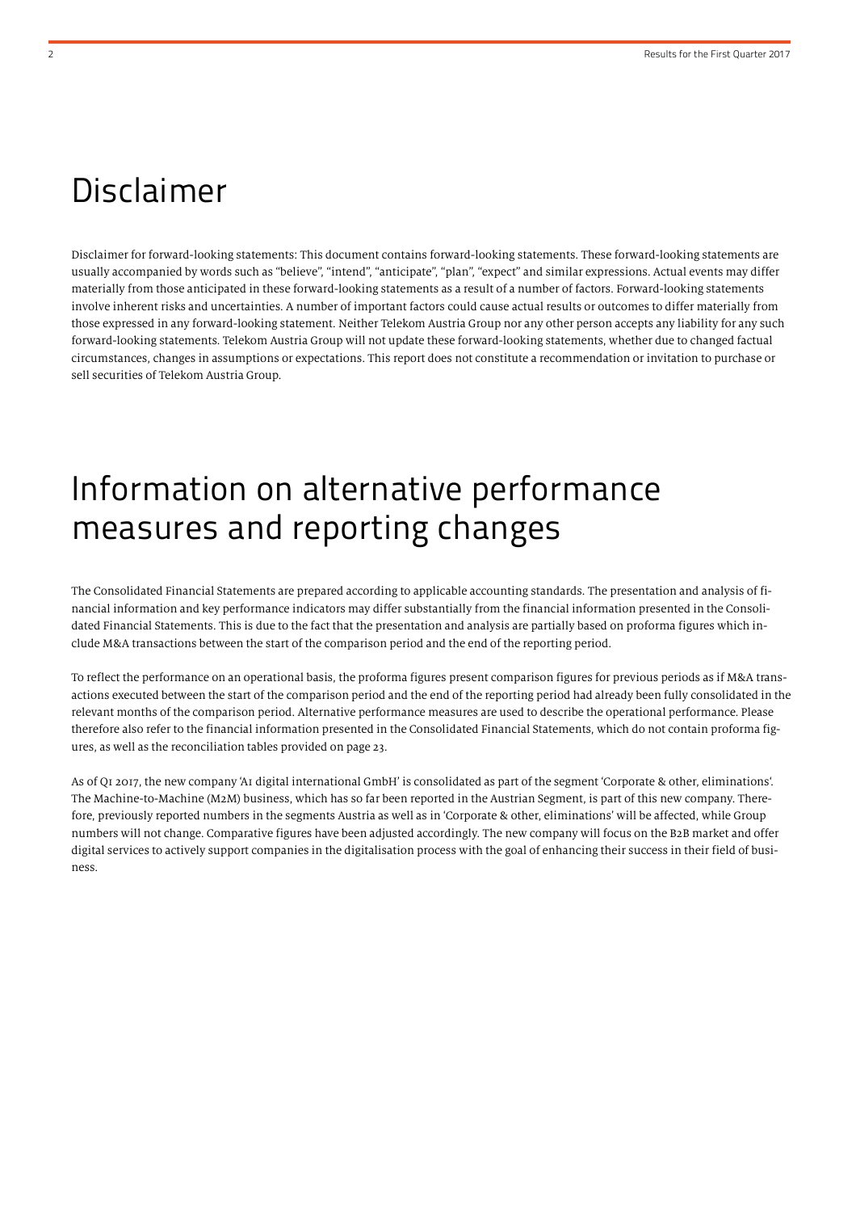# Disclaimer

Disclaimer for forward-looking statements: This document contains forward-looking statements. These forward-looking statements are usually accompanied by words such as "believe", "intend", "anticipate", "plan", "expect" and similar expressions. Actual events may differ materially from those anticipated in these forward-looking statements as a result of a number of factors. Forward-looking statements involve inherent risks and uncertainties. A number of important factors could cause actual results or outcomes to differ materially from those expressed in any forward-looking statement. Neither Telekom Austria Group nor any other person accepts any liability for any such forward-looking statements. Telekom Austria Group will not update these forward-looking statements, whether due to changed factual circumstances, changes in assumptions or expectations. This report does not constitute a recommendation or invitation to purchase or sell securities of Telekom Austria Group.

# Information on alternative performance measures and reporting changes

The Consolidated Financial Statements are prepared according to applicable accounting standards. The presentation and analysis of financial information and key performance indicators may differ substantially from the financial information presented in the Consolidated Financial Statements. This is due to the fact that the presentation and analysis are partially based on proforma figures which include M&A transactions between the start of the comparison period and the end of the reporting period.

To reflect the performance on an operational basis, the proforma figures present comparison figures for previous periods as if M&A transactions executed between the start of the comparison period and the end of the reporting period had already been fully consolidated in the relevant months of the comparison period. Alternative performance measures are used to describe the operational performance. Please therefore also refer to the financial information presented in the Consolidated Financial Statements, which do not contain proforma figures, as well as the reconciliation tables provided on page 23.

As of Q1 2017, the new company 'A1 digital international GmbH' is consolidated as part of the segment 'Corporate & other, eliminations'. The Machine-to-Machine (M2M) business, which has so far been reported in the Austrian Segment, is part of this new company. Therefore, previously reported numbers in the segments Austria as well as in 'Corporate & other, eliminations' will be affected, while Group numbers will not change. Comparative figures have been adjusted accordingly. The new company will focus on the B2B market and offer digital services to actively support companies in the digitalisation process with the goal of enhancing their success in their field of business.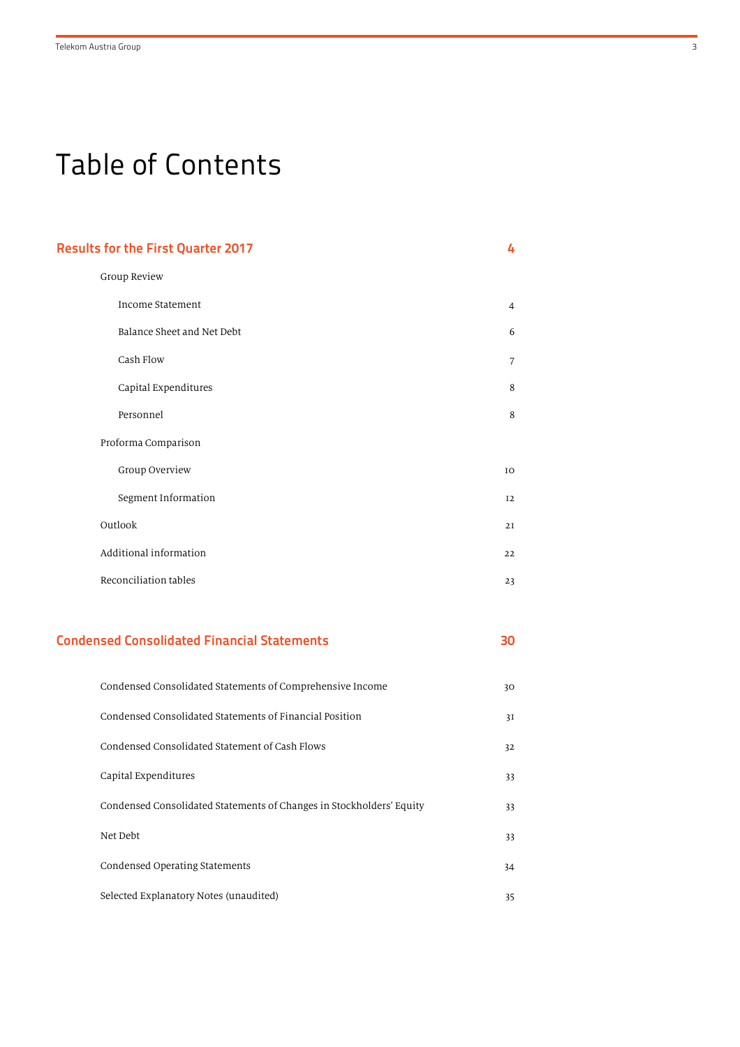# Table of Contents

| | |
|---|---|
| **Results for the First Quarter 2017** | **4** |
| Group Review | |
| Income Statement | 4 |
| Balance Sheet and Net Debt | 6 |
| Cash Flow | 7 |
| Capital Expenditures | 8 |
| Personnel | 8 |
| Proforma Comparison | |
| Group Overview | 10 |
| Segment Information | 12 |
| Outlook | 21 |
| Additional information | 22 |
| Reconciliation tables | 23 |
| **Condensed Consolidated Financial Statements** | **30** |
| Condensed Consolidated Statements of Comprehensive Income | 30 |
| Condensed Consolidated Statements of Financial Position | 31 |
| Condensed Consolidated Statement of Cash Flows | 32 |
| Capital Expenditures | 33 |
| Condensed Consolidated Statements of Changes in Stockholders' Equity | 33 |
| Net Debt | 33 |
| Condensed Operating Statements | 34 |
| Selected Explanatory Notes (unaudited) | 35 |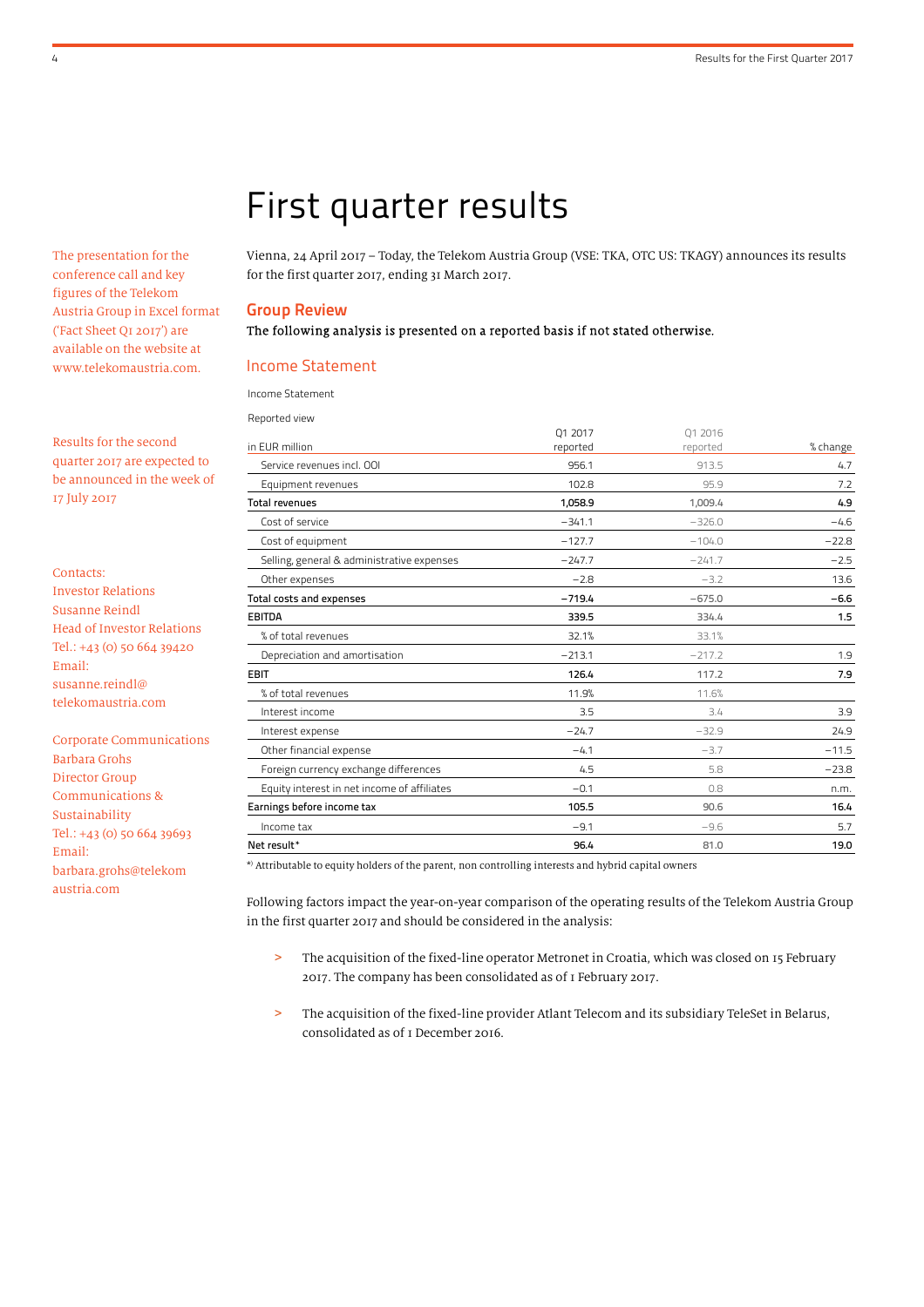# First quarter results

The presentation for the conference call and key figures of the Telekom Austria Group in Excel format ('Fact Sheet Q1 2017') are available on the website at www.telekomaustria.com.

Results for the second quarter 2017 are expected to be announced in the week of 17 July 2017

Contacts:
Investor Relations
Susanne Reindl
Head of Investor Relations
Tel.: +43 (0) 50 664 39420
Email:
susanne.reindl@telekomaustria.com

Corporate Communications
Barbara Grohs
Director Group Communications & Sustainability
Tel.: +43 (0) 50 664 39693
Email:
barbara.grohs@telekomaustria.com

Vienna, 24 April 2017 – Today, the Telekom Austria Group (VSE: TKA, OTC US: TKAGY) announces its results for the first quarter 2017, ending 31 March 2017.

## Group Review

The following analysis is presented on a reported basis if not stated otherwise.

### Income Statement

Income Statement

Reported view

| in EUR million | Q1 2017 reported | Q1 2016 reported | % change |
|---|---|---|---|
| Service revenues incl. OOI | 956.1 | 913.5 | 4.7 |
| Equipment revenues | 102.8 | 95.9 | 7.2 |
| **Total revenues** | **1,058.9** | 1,009.4 | **4.9** |
| Cost of service | −341.1 | −326.0 | −4.6 |
| Cost of equipment | −127.7 | −104.0 | −22.8 |
| Selling, general & administrative expenses | −247.7 | −241.7 | −2.5 |
| Other expenses | −2.8 | −3.2 | 13.6 |
| **Total costs and expenses** | **−719.4** | −675.0 | **−6.6** |
| **EBITDA** | **339.5** | 334.4 | **1.5** |
| % of total revenues | 32.1% | 33.1% | |
| Depreciation and amortisation | −213.1 | −217.2 | 1.9 |
| **EBIT** | **126.4** | 117.2 | **7.9** |
| % of total revenues | 11.9% | 11.6% | |
| Interest income | 3.5 | 3.4 | 3.9 |
| Interest expense | −24.7 | −32.9 | 24.9 |
| Other financial expense | −4.1 | −3.7 | −11.5 |
| Foreign currency exchange differences | 4.5 | 5.8 | −23.8 |
| Equity interest in net income of affiliates | −0.1 | 0.8 | n.m. |
| **Earnings before income tax** | **105.5** | 90.6 | **16.4** |
| Income tax | −9.1 | −9.6 | 5.7 |
| **Net result*** | **96.4** | 81.0 | **19.0** |

*) Attributable to equity holders of the parent, non controlling interests and hybrid capital owners

Following factors impact the year-on-year comparison of the operating results of the Telekom Austria Group in the first quarter 2017 and should be considered in the analysis:

> The acquisition of the fixed-line operator Metronet in Croatia, which was closed on 15 February 2017. The company has been consolidated as of 1 February 2017.

> The acquisition of the fixed-line provider Atlant Telecom and its subsidiary TeleSet in Belarus, consolidated as of 1 December 2016.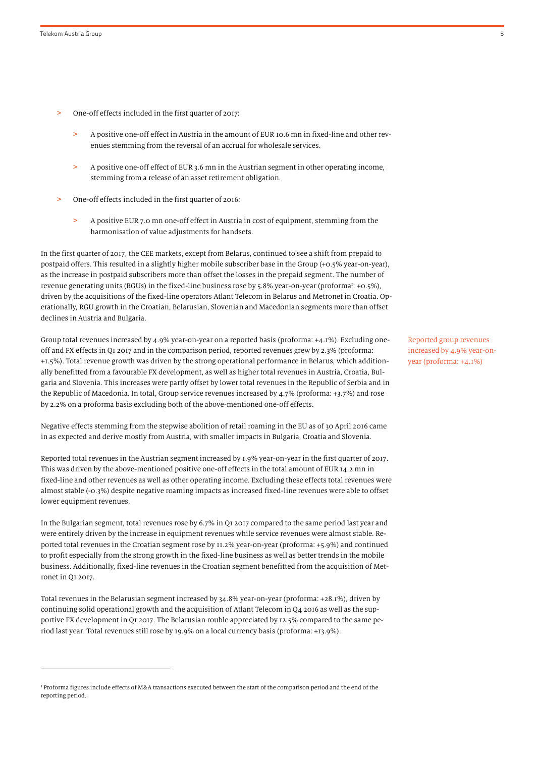- One-off effects included in the first quarter of 2017:
  - A positive one-off effect in Austria in the amount of EUR 10.6 mn in fixed-line and other revenues stemming from the reversal of an accrual for wholesale services.
  - A positive one-off effect of EUR 3.6 mn in the Austrian segment in other operating income, stemming from a release of an asset retirement obligation.
- One-off effects included in the first quarter of 2016:
  - A positive EUR 7.0 mn one-off effect in Austria in cost of equipment, stemming from the harmonisation of value adjustments for handsets.

In the first quarter of 2017, the CEE markets, except from Belarus, continued to see a shift from prepaid to postpaid offers. This resulted in a slightly higher mobile subscriber base in the Group (+0.5% year-on-year), as the increase in postpaid subscribers more than offset the losses in the prepaid segment. The number of revenue generating units (RGUs) in the fixed-line business rose by 5.8% year-on-year (proforma[1]: +0.5%), driven by the acquisitions of the fixed-line operators Atlant Telecom in Belarus and Metronet in Croatia. Operationally, RGU growth in the Croatian, Belarusian, Slovenian and Macedonian segments more than offset declines in Austria and Bulgaria.

Reported group revenues increased by 4.9% year-on-year (proforma: +4.1%)

Group total revenues increased by 4.9% year-on-year on a reported basis (proforma: +4.1%). Excluding one-off and FX effects in Q1 2017 and in the comparison period, reported revenues grew by 2.3% (proforma: +1.5%). Total revenue growth was driven by the strong operational performance in Belarus, which additionally benefitted from a favourable FX development, as well as higher total revenues in Austria, Croatia, Bulgaria and Slovenia. This increases were partly offset by lower total revenues in the Republic of Serbia and in the Republic of Macedonia. In total, Group service revenues increased by 4.7% (proforma: +3.7%) and rose by 2.2% on a proforma basis excluding both of the above-mentioned one-off effects.

Negative effects stemming from the stepwise abolition of retail roaming in the EU as of 30 April 2016 came in as expected and derive mostly from Austria, with smaller impacts in Bulgaria, Croatia and Slovenia.

Reported total revenues in the Austrian segment increased by 1.9% year-on-year in the first quarter of 2017. This was driven by the above-mentioned positive one-off effects in the total amount of EUR 14.2 mn in fixed-line and other revenues as well as other operating income. Excluding these effects total revenues were almost stable (-0.3%) despite negative roaming impacts as increased fixed-line revenues were able to offset lower equipment revenues.

In the Bulgarian segment, total revenues rose by 6.7% in Q1 2017 compared to the same period last year and were entirely driven by the increase in equipment revenues while service revenues were almost stable. Reported total revenues in the Croatian segment rose by 11.2% year-on-year (proforma: +5.9%) and continued to profit especially from the strong growth in the fixed-line business as well as better trends in the mobile business. Additionally, fixed-line revenues in the Croatian segment benefitted from the acquisition of Metronet in Q1 2017.

Total revenues in the Belarusian segment increased by 34.8% year-on-year (proforma: +28.1%), driven by continuing solid operational growth and the acquisition of Atlant Telecom in Q4 2016 as well as the supportive FX development in Q1 2017. The Belarusian rouble appreciated by 12.5% compared to the same period last year. Total revenues still rose by 19.9% on a local currency basis (proforma: +13.9%).

[1] Proforma figures include effects of M&A transactions executed between the start of the comparison period and the end of the reporting period.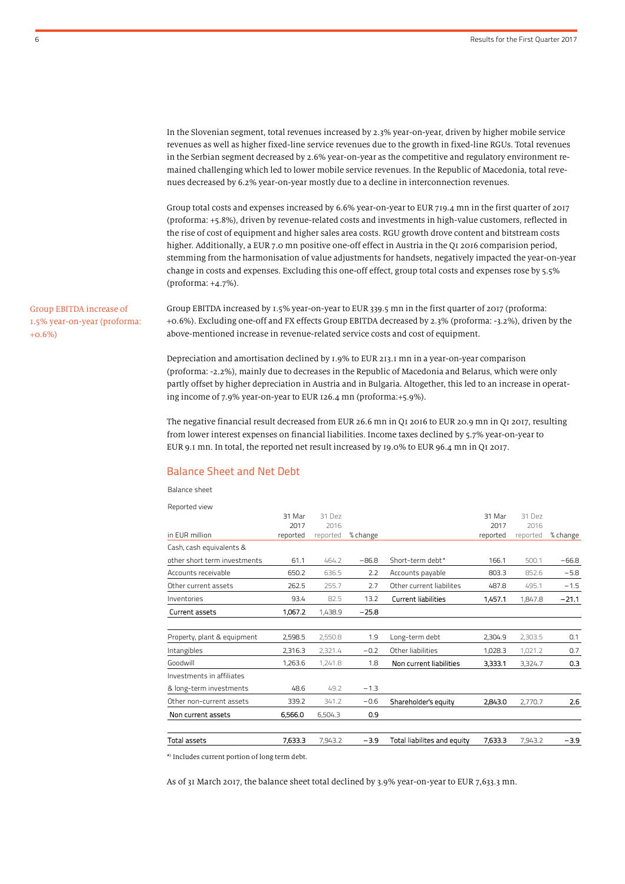In the Slovenian segment, total revenues increased by 2.3% year-on-year, driven by higher mobile service revenues as well as higher fixed-line service revenues due to the growth in fixed-line RGUs. Total revenues in the Serbian segment decreased by 2.6% year-on-year as the competitive and regulatory environment remained challenging which led to lower mobile service revenues. In the Republic of Macedonia, total revenues decreased by 6.2% year-on-year mostly due to a decline in interconnection revenues.

Group total costs and expenses increased by 6.6% year-on-year to EUR 719.4 mn in the first quarter of 2017 (proforma: +5.8%), driven by revenue-related costs and investments in high-value customers, reflected in the rise of cost of equipment and higher sales area costs. RGU growth drove content and bitstream costs higher. Additionally, a EUR 7.0 mn positive one-off effect in Austria in the Q1 2016 comparision period, stemming from the harmonisation of value adjustments for handsets, negatively impacted the year-on-year change in costs and expenses. Excluding this one-off effect, group total costs and expenses rose by 5.5% (proforma: +4.7%).

Group EBITDA increase of 1.5% year-on-year (proforma: +0.6%)

Group EBITDA increased by 1.5% year-on-year to EUR 339.5 mn in the first quarter of 2017 (proforma: +0.6%). Excluding one-off and FX effects Group EBITDA decreased by 2.3% (proforma: -3.2%), driven by the above-mentioned increase in revenue-related service costs and cost of equipment.

Depreciation and amortisation declined by 1.9% to EUR 213.1 mn in a year-on-year comparison (proforma: -2.2%), mainly due to decreases in the Republic of Macedonia and Belarus, which were only partly offset by higher depreciation in Austria and in Bulgaria. Altogether, this led to an increase in operating income of 7.9% year-on-year to EUR 126.4 mn (proforma:+5.9%).

The negative financial result decreased from EUR 26.6 mn in Q1 2016 to EUR 20.9 mn in Q1 2017, resulting from lower interest expenses on financial liabilities. Income taxes declined by 5.7% year-on-year to EUR 9.1 mn. In total, the reported net result increased by 19.0% to EUR 96.4 mn in Q1 2017.

## Balance Sheet and Net Debt

Balance sheet

Reported view

| in EUR million | 31 Mar 2017 reported | 31 Dez 2016 reported | % change | | 31 Mar 2017 reported | 31 Dez 2016 reported | % change |
|---|---|---|---|---|---|---|---|
| Cash, cash equivalents & other short term investments | 61.1 | 464.2 | −86.8 | Short-term debt* | 166.1 | 500.1 | −66.8 |
| Accounts receivable | 650.2 | 636.5 | 2.2 | Accounts payable | 803.3 | 852.6 | −5.8 |
| Other current assets | 262.5 | 255.7 | 2.7 | Other current liabilites | 487.8 | 495.1 | −1.5 |
| Inventories | 93.4 | 82.5 | 13.2 | Current liabilities | 1,457.1 | 1,847.8 | −21.1 |
| Current assets | 1,067.2 | 1,438.9 | −25.8 | | | | |
| Property, plant & equipment | 2,598.5 | 2,550.8 | 1.9 | Long-term debt | 2,304.9 | 2,303.5 | 0.1 |
| Intangibles | 2,316.3 | 2,321.4 | −0.2 | Other liabilities | 1,028.3 | 1,021.2 | 0.7 |
| Goodwill | 1,263.6 | 1,241.8 | 1.8 | Non current liabilities | 3,333.1 | 3,324.7 | 0.3 |
| Investments in affiliates & long-term investments | 48.6 | 49.2 | −1.3 | | | | |
| Other non-current assets | 339.2 | 341.2 | −0.6 | Shareholder's equity | 2,843.0 | 2,770.7 | 2.6 |
| Non current assets | 6,566.0 | 6,504.3 | 0.9 | | | | |
| Total assets | 7,633.3 | 7,943.2 | −3.9 | Total liabilites and equity | 7,633.3 | 7,943.2 | −3.9 |

*) Includes current portion of long term debt.

As of 31 March 2017, the balance sheet total declined by 3.9% year-on-year to EUR 7,633.3 mn.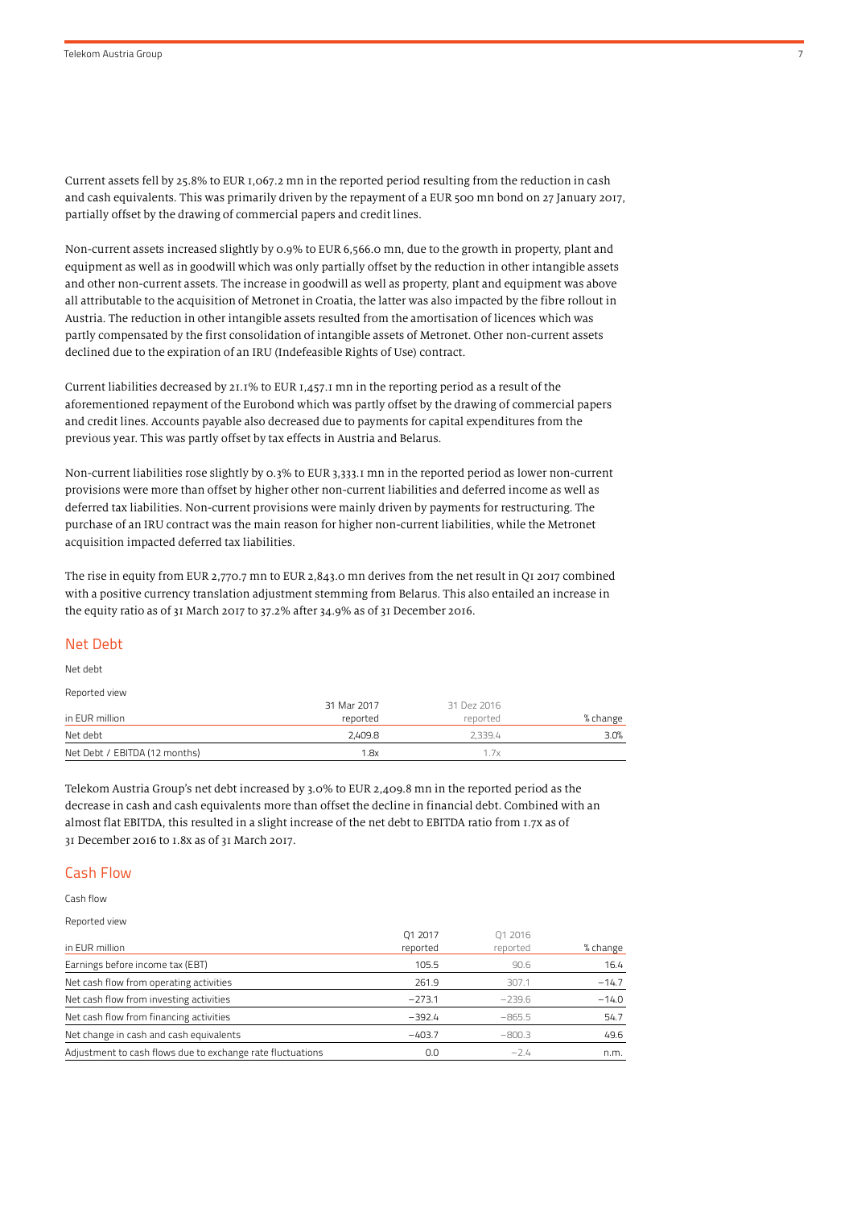Current assets fell by 25.8% to EUR 1,067.2 mn in the reported period resulting from the reduction in cash and cash equivalents. This was primarily driven by the repayment of a EUR 500 mn bond on 27 January 2017, partially offset by the drawing of commercial papers and credit lines.

Non-current assets increased slightly by 0.9% to EUR 6,566.0 mn, due to the growth in property, plant and equipment as well as in goodwill which was only partially offset by the reduction in other intangible assets and other non-current assets. The increase in goodwill as well as property, plant and equipment was above all attributable to the acquisition of Metronet in Croatia, the latter was also impacted by the fibre rollout in Austria. The reduction in other intangible assets resulted from the amortisation of licences which was partly compensated by the first consolidation of intangible assets of Metronet. Other non-current assets declined due to the expiration of an IRU (Indefeasible Rights of Use) contract.

Current liabilities decreased by 21.1% to EUR 1,457.1 mn in the reporting period as a result of the aforementioned repayment of the Eurobond which was partly offset by the drawing of commercial papers and credit lines. Accounts payable also decreased due to payments for capital expenditures from the previous year. This was partly offset by tax effects in Austria and Belarus.

Non-current liabilities rose slightly by 0.3% to EUR 3,333.1 mn in the reported period as lower non-current provisions were more than offset by higher other non-current liabilities and deferred income as well as deferred tax liabilities. Non-current provisions were mainly driven by payments for restructuring. The purchase of an IRU contract was the main reason for higher non-current liabilities, while the Metronet acquisition impacted deferred tax liabilities.

The rise in equity from EUR 2,770.7 mn to EUR 2,843.0 mn derives from the net result in Q1 2017 combined with a positive currency translation adjustment stemming from Belarus. This also entailed an increase in the equity ratio as of 31 March 2017 to 37.2% after 34.9% as of 31 December 2016.

## Net Debt

Net debt

Reported view

| in EUR million | 31 Mar 2017 reported | 31 Dez 2016 reported | % change |
|---|---|---|---|
| Net debt | 2,409.8 | 2,339.4 | 3.0% |
| Net Debt / EBITDA (12 months) | 1.8x | 1.7x | |

Telekom Austria Group's net debt increased by 3.0% to EUR 2,409.8 mn in the reported period as the decrease in cash and cash equivalents more than offset the decline in financial debt. Combined with an almost flat EBITDA, this resulted in a slight increase of the net debt to EBITDA ratio from 1.7x as of 31 December 2016 to 1.8x as of 31 March 2017.

## Cash Flow

Cash flow

Reported view

| in EUR million | Q1 2017 reported | Q1 2016 reported | % change |
|---|---|---|---|
| Earnings before income tax (EBT) | 105.5 | 90.6 | 16.4 |
| Net cash flow from operating activities | 261.9 | 307.1 | −14.7 |
| Net cash flow from investing activities | −273.1 | −239.6 | −14.0 |
| Net cash flow from financing activities | −392.4 | −865.5 | 54.7 |
| Net change in cash and cash equivalents | −403.7 | −800.3 | 49.6 |
| Adjustment to cash flows due to exchange rate fluctuations | 0.0 | −2.4 | n.m. |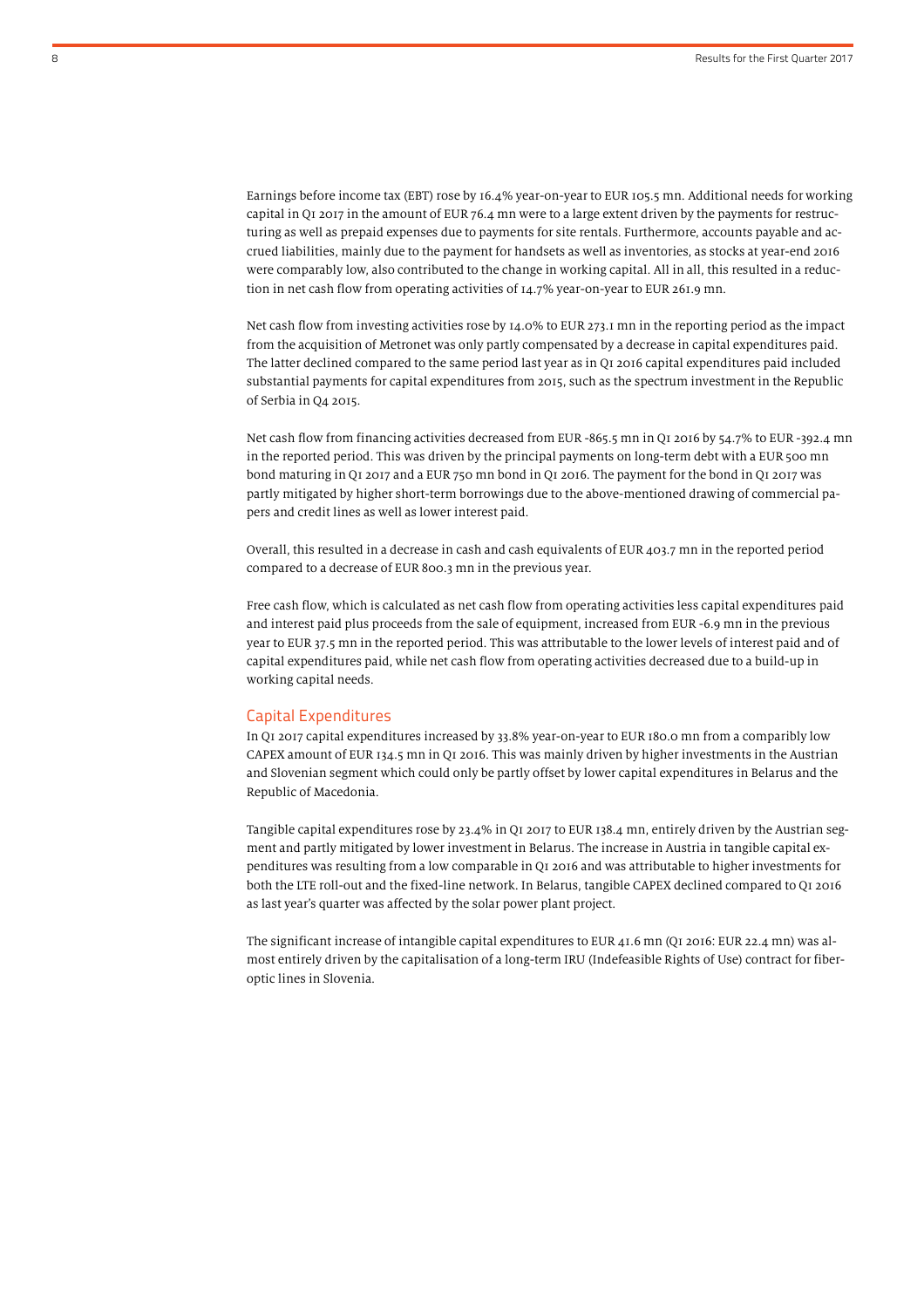Earnings before income tax (EBT) rose by 16.4% year-on-year to EUR 105.5 mn. Additional needs for working capital in Q1 2017 in the amount of EUR 76.4 mn were to a large extent driven by the payments for restructuring as well as prepaid expenses due to payments for site rentals. Furthermore, accounts payable and accrued liabilities, mainly due to the payment for handsets as well as inventories, as stocks at year-end 2016 were comparably low, also contributed to the change in working capital. All in all, this resulted in a reduction in net cash flow from operating activities of 14.7% year-on-year to EUR 261.9 mn.

Net cash flow from investing activities rose by 14.0% to EUR 273.1 mn in the reporting period as the impact from the acquisition of Metronet was only partly compensated by a decrease in capital expenditures paid. The latter declined compared to the same period last year as in Q1 2016 capital expenditures paid included substantial payments for capital expenditures from 2015, such as the spectrum investment in the Republic of Serbia in Q4 2015.

Net cash flow from financing activities decreased from EUR -865.5 mn in Q1 2016 by 54.7% to EUR -392.4 mn in the reported period. This was driven by the principal payments on long-term debt with a EUR 500 mn bond maturing in Q1 2017 and a EUR 750 mn bond in Q1 2016. The payment for the bond in Q1 2017 was partly mitigated by higher short-term borrowings due to the above-mentioned drawing of commercial papers and credit lines as well as lower interest paid.

Overall, this resulted in a decrease in cash and cash equivalents of EUR 403.7 mn in the reported period compared to a decrease of EUR 800.3 mn in the previous year.

Free cash flow, which is calculated as net cash flow from operating activities less capital expenditures paid and interest paid plus proceeds from the sale of equipment, increased from EUR -6.9 mn in the previous year to EUR 37.5 mn in the reported period. This was attributable to the lower levels of interest paid and of capital expenditures paid, while net cash flow from operating activities decreased due to a build-up in working capital needs.

## Capital Expenditures

In Q1 2017 capital expenditures increased by 33.8% year-on-year to EUR 180.0 mn from a comparibly low CAPEX amount of EUR 134.5 mn in Q1 2016. This was mainly driven by higher investments in the Austrian and Slovenian segment which could only be partly offset by lower capital expenditures in Belarus and the Republic of Macedonia.

Tangible capital expenditures rose by 23.4% in Q1 2017 to EUR 138.4 mn, entirely driven by the Austrian segment and partly mitigated by lower investment in Belarus. The increase in Austria in tangible capital expenditures was resulting from a low comparable in Q1 2016 and was attributable to higher investments for both the LTE roll-out and the fixed-line network. In Belarus, tangible CAPEX declined compared to Q1 2016 as last year's quarter was affected by the solar power plant project.

The significant increase of intangible capital expenditures to EUR 41.6 mn (Q1 2016: EUR 22.4 mn) was almost entirely driven by the capitalisation of a long-term IRU (Indefeasible Rights of Use) contract for fiber-optic lines in Slovenia.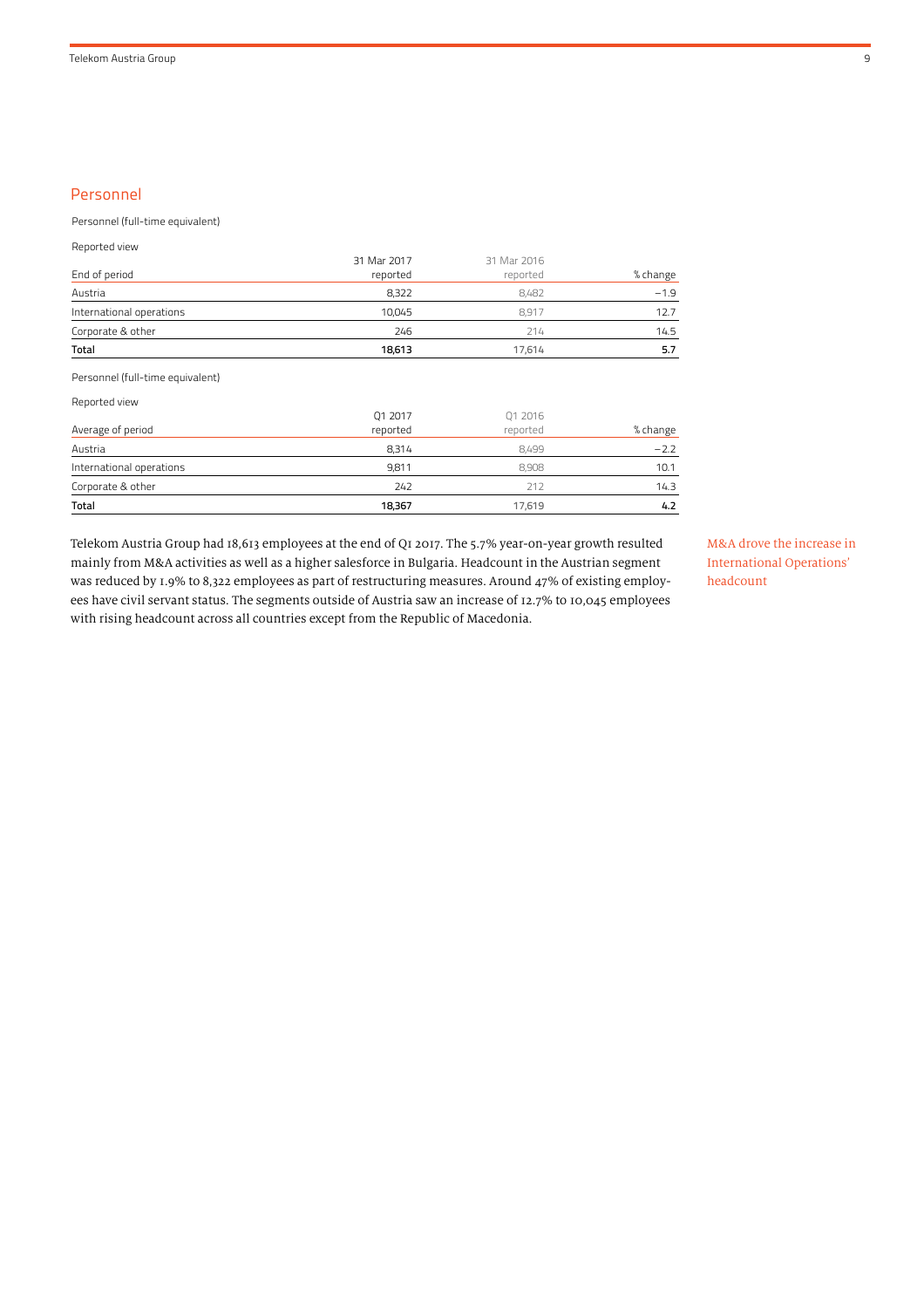## Personnel

Personnel (full-time equivalent)

Reported view

| End of period | 31 Mar 2017 reported | 31 Mar 2016 reported | % change |
|---|---|---|---|
| Austria | 8,322 | 8,482 | −1.9 |
| International operations | 10,045 | 8,917 | 12.7 |
| Corporate & other | 246 | 214 | 14.5 |
| **Total** | **18,613** | 17,614 | **5.7** |

Personnel (full-time equivalent)

Reported view

| Average of period | Q1 2017 reported | Q1 2016 reported | % change |
|---|---|---|---|
| Austria | 8,314 | 8,499 | −2.2 |
| International operations | 9,811 | 8,908 | 10.1 |
| Corporate & other | 242 | 212 | 14.3 |
| **Total** | **18,367** | 17,619 | **4.2** |

M&A drove the increase in International Operations' headcount

Telekom Austria Group had 18,613 employees at the end of Q1 2017. The 5.7% year-on-year growth resulted mainly from M&A activities as well as a higher salesforce in Bulgaria. Headcount in the Austrian segment was reduced by 1.9% to 8,322 employees as part of restructuring measures. Around 47% of existing employees have civil servant status. The segments outside of Austria saw an increase of 12.7% to 10,045 employees with rising headcount across all countries except from the Republic of Macedonia.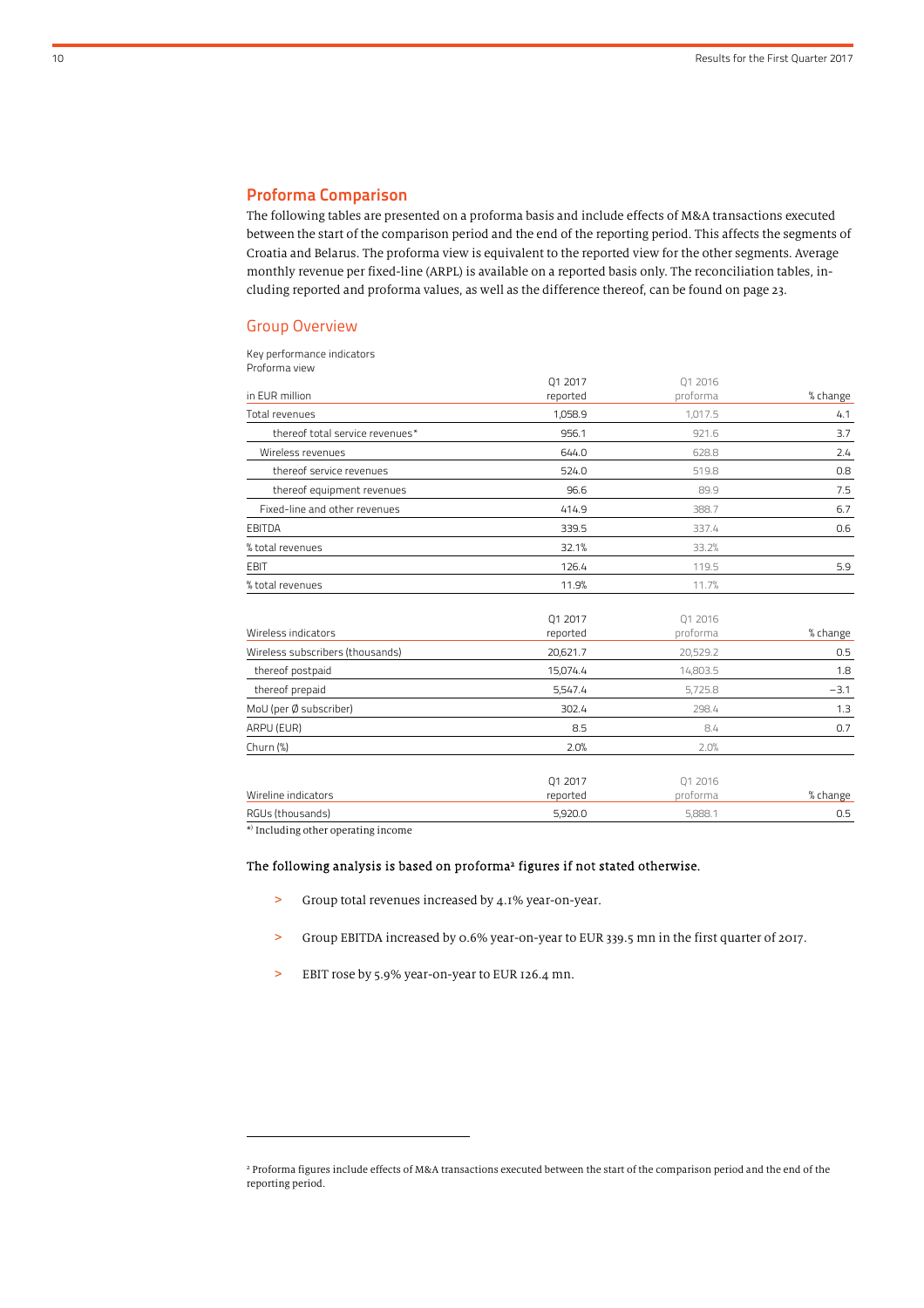## Proforma Comparison

The following tables are presented on a proforma basis and include effects of M&A transactions executed between the start of the comparison period and the end of the reporting period. This affects the segments of Croatia and Belarus. The proforma view is equivalent to the reported view for the other segments. Average monthly revenue per fixed-line (ARPL) is available on a reported basis only. The reconciliation tables, including reported and proforma values, as well as the difference thereof, can be found on page 23.

### Group Overview

Key performance indicators
Proforma view

| in EUR million | Q1 2017 reported | Q1 2016 proforma | % change |
|---|---|---|---|
| Total revenues | 1,058.9 | 1,017.5 | 4.1 |
| thereof total service revenues* | 956.1 | 921.6 | 3.7 |
| Wireless revenues | 644.0 | 628.8 | 2.4 |
| thereof service revenues | 524.0 | 519.8 | 0.8 |
| thereof equipment revenues | 96.6 | 89.9 | 7.5 |
| Fixed-line and other revenues | 414.9 | 388.7 | 6.7 |
| EBITDA | 339.5 | 337.4 | 0.6 |
| % total revenues | 32.1% | 33.2% | |
| EBIT | 126.4 | 119.5 | 5.9 |
| % total revenues | 11.9% | 11.7% | |

| Wireless indicators | Q1 2017 reported | Q1 2016 proforma | % change |
|---|---|---|---|
| Wireless subscribers (thousands) | 20,621.7 | 20,529.2 | 0.5 |
| thereof postpaid | 15,074.4 | 14,803.5 | 1.8 |
| thereof prepaid | 5,547.4 | 5,725.8 | −3.1 |
| MoU (per Ø subscriber) | 302.4 | 298.4 | 1.3 |
| ARPU (EUR) | 8.5 | 8.4 | 0.7 |
| Churn (%) | 2.0% | 2.0% | |

| Wireline indicators | Q1 2017 reported | Q1 2016 proforma | % change |
|---|---|---|---|
| RGUs (thousands) | 5,920.0 | 5,888.1 | 0.5 |

*) Including other operating income

The following analysis is based on proforma[2] figures if not stated otherwise.

- Group total revenues increased by 4.1% year-on-year.
- Group EBITDA increased by 0.6% year-on-year to EUR 339.5 mn in the first quarter of 2017.
- EBIT rose by 5.9% year-on-year to EUR 126.4 mn.

[2] Proforma figures include effects of M&A transactions executed between the start of the comparison period and the end of the reporting period.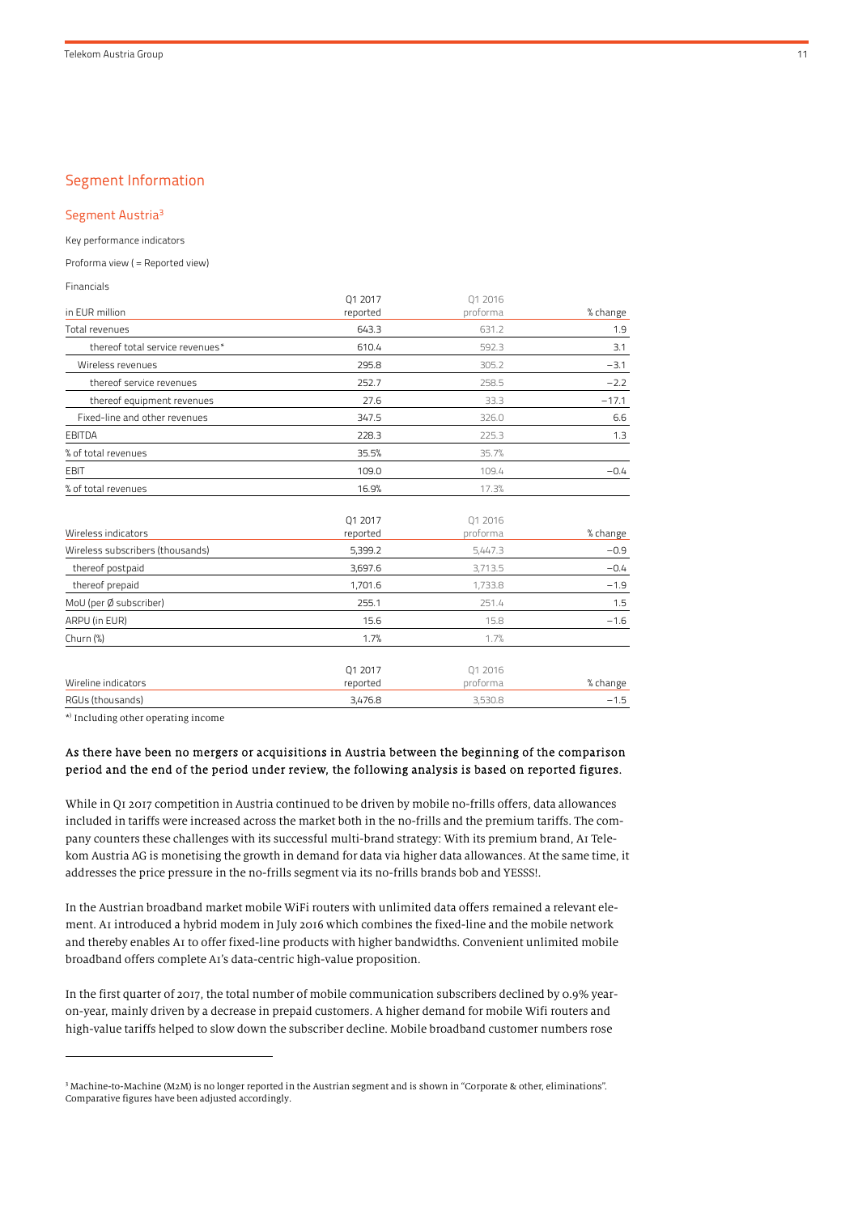## Segment Information

### Segment Austria[3]

Key performance indicators

Proforma view ( = Reported view)

Financials

| in EUR million | Q1 2017 reported | Q1 2016 proforma | % change |
|---|---|---|---|
| Total revenues | 643.3 | 631.2 | 1.9 |
| thereof total service revenues* | 610.4 | 592.3 | 3.1 |
| Wireless revenues | 295.8 | 305.2 | −3.1 |
| thereof service revenues | 252.7 | 258.5 | −2.2 |
| thereof equipment revenues | 27.6 | 33.3 | −17.1 |
| Fixed-line and other revenues | 347.5 | 326.0 | 6.6 |
| EBITDA | 228.3 | 225.3 | 1.3 |
| % of total revenues | 35.5% | 35.7% | |
| EBIT | 109.0 | 109.4 | −0.4 |
| % of total revenues | 16.9% | 17.3% | |

| Wireless indicators | Q1 2017 reported | Q1 2016 proforma | % change |
|---|---|---|---|
| Wireless subscribers (thousands) | 5,399.2 | 5,447.3 | −0.9 |
| thereof postpaid | 3,697.6 | 3,713.5 | −0.4 |
| thereof prepaid | 1,701.6 | 1,733.8 | −1.9 |
| MoU (per Ø subscriber) | 255.1 | 251.4 | 1.5 |
| ARPU (in EUR) | 15.6 | 15.8 | −1.6 |
| Churn (%) | 1.7% | 1.7% | |

| Wireline indicators | Q1 2017 reported | Q1 2016 proforma | % change |
|---|---|---|---|
| RGUs (thousands) | 3,476.8 | 3,530.8 | −1.5 |

*) Including other operating income

**As there have been no mergers or acquisitions in Austria between the beginning of the comparison period and the end of the period under review, the following analysis is based on reported figures.**

While in Q1 2017 competition in Austria continued to be driven by mobile no-frills offers, data allowances included in tariffs were increased across the market both in the no-frills and the premium tariffs. The company counters these challenges with its successful multi-brand strategy: With its premium brand, A1 Telekom Austria AG is monetising the growth in demand for data via higher data allowances. At the same time, it addresses the price pressure in the no-frills segment via its no-frills brands bob and YESSS!.

In the Austrian broadband market mobile WiFi routers with unlimited data offers remained a relevant element. A1 introduced a hybrid modem in July 2016 which combines the fixed-line and the mobile network and thereby enables A1 to offer fixed-line products with higher bandwidths. Convenient unlimited mobile broadband offers complete A1's data-centric high-value proposition.

In the first quarter of 2017, the total number of mobile communication subscribers declined by 0.9% year-on-year, mainly driven by a decrease in prepaid customers. A higher demand for mobile Wifi routers and high-value tariffs helped to slow down the subscriber decline. Mobile broadband customer numbers rose

[3] Machine-to-Machine (M2M) is no longer reported in the Austrian segment and is shown in "Corporate & other, eliminations". Comparative figures have been adjusted accordingly.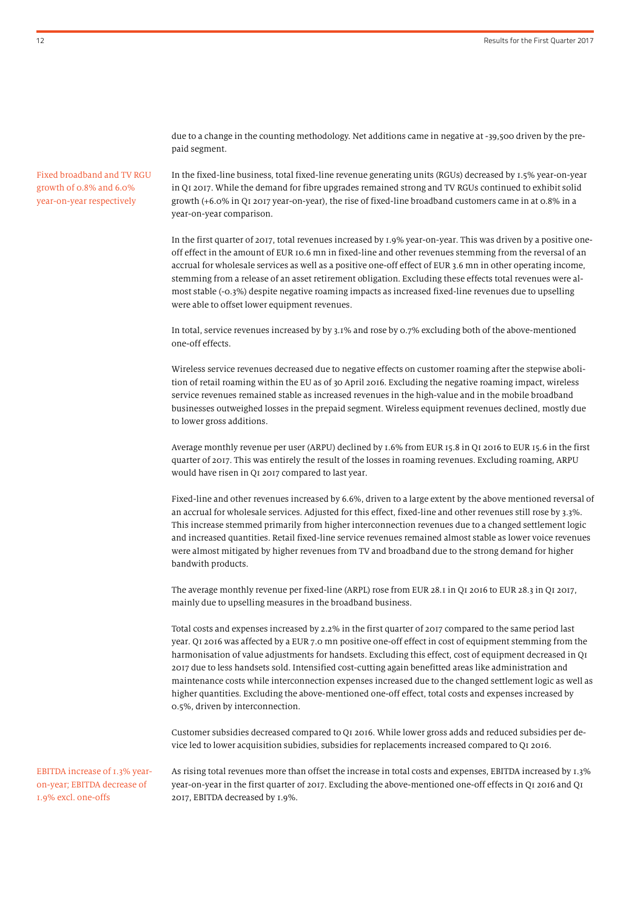due to a change in the counting methodology. Net additions came in negative at -39,500 driven by the prepaid segment.

*Fixed broadband and TV RGU growth of 0.8% and 6.0% year-on-year respectively*

In the fixed-line business, total fixed-line revenue generating units (RGUs) decreased by 1.5% year-on-year in Q1 2017. While the demand for fibre upgrades remained strong and TV RGUs continued to exhibit solid growth (+6.0% in Q1 2017 year-on-year), the rise of fixed-line broadband customers came in at 0.8% in a year-on-year comparison.

In the first quarter of 2017, total revenues increased by 1.9% year-on-year. This was driven by a positive one-off effect in the amount of EUR 10.6 mn in fixed-line and other revenues stemming from the reversal of an accrual for wholesale services as well as a positive one-off effect of EUR 3.6 mn in other operating income, stemming from a release of an asset retirement obligation. Excluding these effects total revenues were almost stable (-0.3%) despite negative roaming impacts as increased fixed-line revenues due to upselling were able to offset lower equipment revenues.

In total, service revenues increased by by 3.1% and rose by 0.7% excluding both of the above-mentioned one-off effects.

Wireless service revenues decreased due to negative effects on customer roaming after the stepwise abolition of retail roaming within the EU as of 30 April 2016. Excluding the negative roaming impact, wireless service revenues remained stable as increased revenues in the high-value and in the mobile broadband businesses outweighed losses in the prepaid segment. Wireless equipment revenues declined, mostly due to lower gross additions.

Average monthly revenue per user (ARPU) declined by 1.6% from EUR 15.8 in Q1 2016 to EUR 15.6 in the first quarter of 2017. This was entirely the result of the losses in roaming revenues. Excluding roaming, ARPU would have risen in Q1 2017 compared to last year.

Fixed-line and other revenues increased by 6.6%, driven to a large extent by the above mentioned reversal of an accrual for wholesale services. Adjusted for this effect, fixed-line and other revenues still rose by 3.3%. This increase stemmed primarily from higher interconnection revenues due to a changed settlement logic and increased quantities. Retail fixed-line service revenues remained almost stable as lower voice revenues were almost mitigated by higher revenues from TV and broadband due to the strong demand for higher bandwith products.

The average monthly revenue per fixed-line (ARPL) rose from EUR 28.1 in Q1 2016 to EUR 28.3 in Q1 2017, mainly due to upselling measures in the broadband business.

Total costs and expenses increased by 2.2% in the first quarter of 2017 compared to the same period last year. Q1 2016 was affected by a EUR 7.0 mn positive one-off effect in cost of equipment stemming from the harmonisation of value adjustments for handsets. Excluding this effect, cost of equipment decreased in Q1 2017 due to less handsets sold. Intensified cost-cutting again benefitted areas like administration and maintenance costs while interconnection expenses increased due to the changed settlement logic as well as higher quantities. Excluding the above-mentioned one-off effect, total costs and expenses increased by 0.5%, driven by interconnection.

Customer subsidies decreased compared to Q1 2016. While lower gross adds and reduced subsidies per device led to lower acquisition subidies, subsidies for replacements increased compared to Q1 2016.

*EBITDA increase of 1.3% year-on-year; EBITDA decrease of 1.9% excl. one-offs*

As rising total revenues more than offset the increase in total costs and expenses, EBITDA increased by 1.3% year-on-year in the first quarter of 2017. Excluding the above-mentioned one-off effects in Q1 2016 and Q1 2017, EBITDA decreased by 1.9%.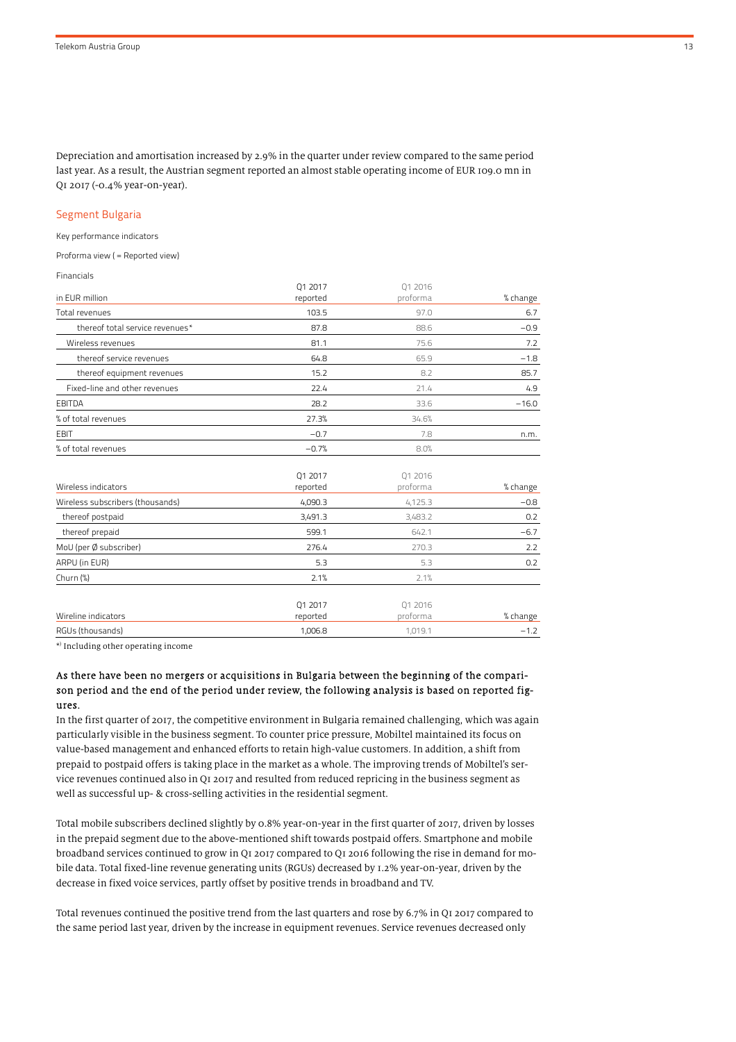Depreciation and amortisation increased by 2.9% in the quarter under review compared to the same period last year. As a result, the Austrian segment reported an almost stable operating income of EUR 109.0 mn in Q1 2017 (-0.4% year-on-year).

## Segment Bulgaria

Key performance indicators

Proforma view ( = Reported view)

Financials

| in EUR million | Q1 2017 reported | Q1 2016 proforma | % change |
|---|---|---|---|
| Total revenues | 103.5 | 97.0 | 6.7 |
| thereof total service revenues* | 87.8 | 88.6 | −0.9 |
| Wireless revenues | 81.1 | 75.6 | 7.2 |
| thereof service revenues | 64.8 | 65.9 | −1.8 |
| thereof equipment revenues | 15.2 | 8.2 | 85.7 |
| Fixed-line and other revenues | 22.4 | 21.4 | 4.9 |
| EBITDA | 28.2 | 33.6 | −16.0 |
| % of total revenues | 27.3% | 34.6% | |
| EBIT | −0.7 | 7.8 | n.m. |
| % of total revenues | −0.7% | 8.0% | |

| Wireless indicators | Q1 2017 reported | Q1 2016 proforma | % change |
|---|---|---|---|
| Wireless subscribers (thousands) | 4,090.3 | 4,125.3 | −0.8 |
| thereof postpaid | 3,491.3 | 3,483.2 | 0.2 |
| thereof prepaid | 599.1 | 642.1 | −6.7 |
| MoU (per Ø subscriber) | 276.4 | 270.3 | 2.2 |
| ARPU (in EUR) | 5.3 | 5.3 | 0.2 |
| Churn (%) | 2.1% | 2.1% | |

| Wireline indicators | Q1 2017 reported | Q1 2016 proforma | % change |
|---|---|---|---|
| RGUs (thousands) | 1,006.8 | 1,019.1 | −1.2 |

*) Including other operating income

**As there have been no mergers or acquisitions in Bulgaria between the beginning of the comparison period and the end of the period under review, the following analysis is based on reported figures.**

In the first quarter of 2017, the competitive environment in Bulgaria remained challenging, which was again particularly visible in the business segment. To counter price pressure, Mobiltel maintained its focus on value-based management and enhanced efforts to retain high-value customers. In addition, a shift from prepaid to postpaid offers is taking place in the market as a whole. The improving trends of Mobiltel's service revenues continued also in Q1 2017 and resulted from reduced repricing in the business segment as well as successful up- & cross-selling activities in the residential segment.

Total mobile subscribers declined slightly by 0.8% year-on-year in the first quarter of 2017, driven by losses in the prepaid segment due to the above-mentioned shift towards postpaid offers. Smartphone and mobile broadband services continued to grow in Q1 2017 compared to Q1 2016 following the rise in demand for mobile data. Total fixed-line revenue generating units (RGUs) decreased by 1.2% year-on-year, driven by the decrease in fixed voice services, partly offset by positive trends in broadband and TV.

Total revenues continued the positive trend from the last quarters and rose by 6.7% in Q1 2017 compared to the same period last year, driven by the increase in equipment revenues. Service revenues decreased only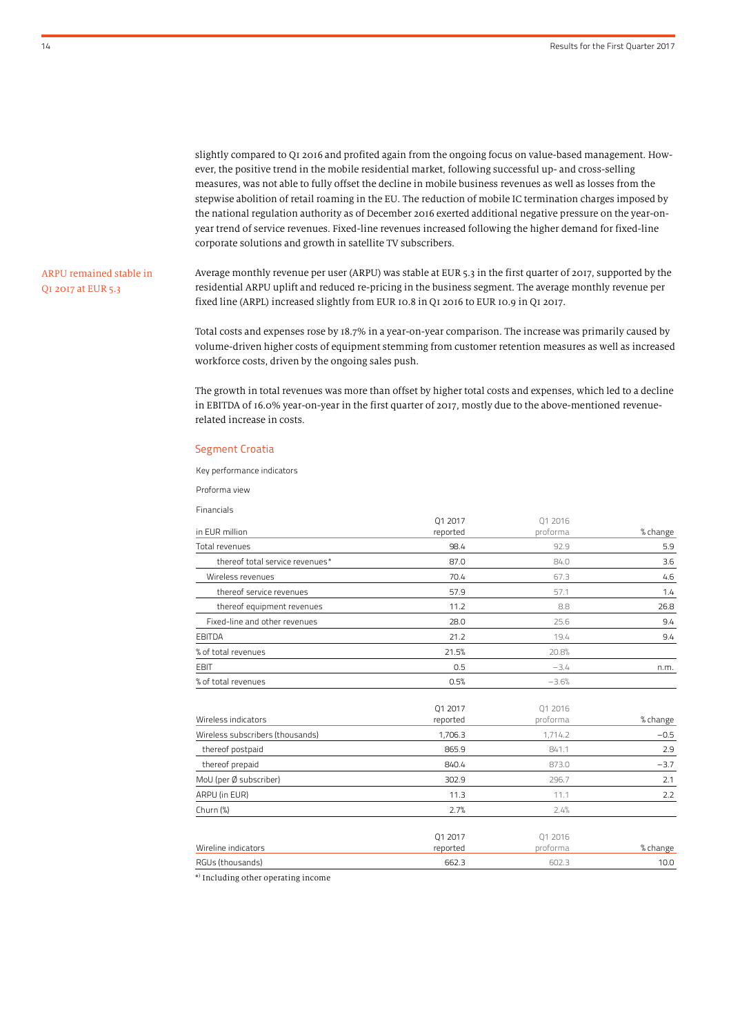slightly compared to Q1 2016 and profited again from the ongoing focus on value-based management. However, the positive trend in the mobile residential market, following successful up- and cross-selling measures, was not able to fully offset the decline in mobile business revenues as well as losses from the stepwise abolition of retail roaming in the EU. The reduction of mobile IC termination charges imposed by the national regulation authority as of December 2016 exerted additional negative pressure on the year-on-year trend of service revenues. Fixed-line revenues increased following the higher demand for fixed-line corporate solutions and growth in satellite TV subscribers.

ARPU remained stable in Q1 2017 at EUR 5.3

Average monthly revenue per user (ARPU) was stable at EUR 5.3 in the first quarter of 2017, supported by the residential ARPU uplift and reduced re-pricing in the business segment. The average monthly revenue per fixed line (ARPL) increased slightly from EUR 10.8 in Q1 2016 to EUR 10.9 in Q1 2017.

Total costs and expenses rose by 18.7% in a year-on-year comparison. The increase was primarily caused by volume-driven higher costs of equipment stemming from customer retention measures as well as increased workforce costs, driven by the ongoing sales push.

The growth in total revenues was more than offset by higher total costs and expenses, which led to a decline in EBITDA of 16.0% year-on-year in the first quarter of 2017, mostly due to the above-mentioned revenue-related increase in costs.

## Segment Croatia

Key performance indicators

Proforma view

Financials

| in EUR million | Q1 2017 reported | Q1 2016 proforma | % change |
|---|---|---|---|
| Total revenues | 98.4 | 92.9 | 5.9 |
| thereof total service revenues* | 87.0 | 84.0 | 3.6 |
| Wireless revenues | 70.4 | 67.3 | 4.6 |
| thereof service revenues | 57.9 | 57.1 | 1.4 |
| thereof equipment revenues | 11.2 | 8.8 | 26.8 |
| Fixed-line and other revenues | 28.0 | 25.6 | 9.4 |
| EBITDA | 21.2 | 19.4 | 9.4 |
| % of total revenues | 21.5% | 20.8% | |
| EBIT | 0.5 | −3.4 | n.m. |
| % of total revenues | 0.5% | −3.6% | |

| Wireless indicators | Q1 2017 reported | Q1 2016 proforma | % change |
|---|---|---|---|
| Wireless subscribers (thousands) | 1,706.3 | 1,714.2 | −0.5 |
| thereof postpaid | 865.9 | 841.1 | 2.9 |
| thereof prepaid | 840.4 | 873.0 | −3.7 |
| MoU (per Ø subscriber) | 302.9 | 296.7 | 2.1 |
| ARPU (in EUR) | 11.3 | 11.1 | 2.2 |
| Churn (%) | 2.7% | 2.4% | |

| Wireline indicators | Q1 2017 reported | Q1 2016 proforma | % change |
|---|---|---|---|
| RGUs (thousands) | 662.3 | 602.3 | 10.0 |

*) Including other operating income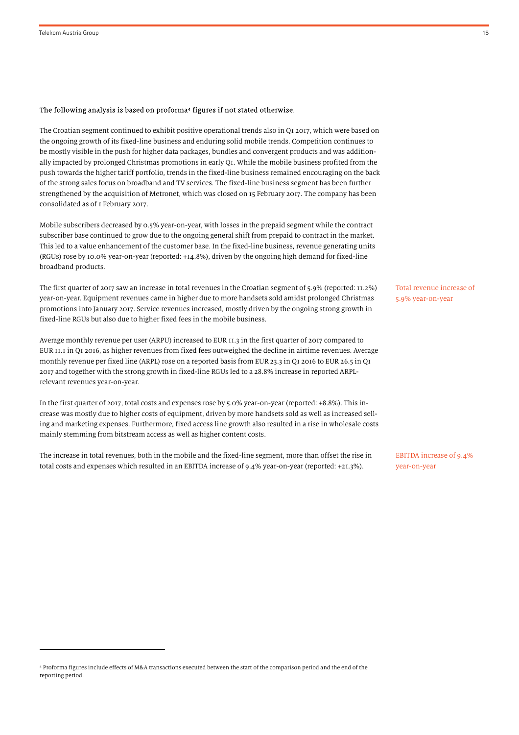**The following analysis is based on proforma[4] figures if not stated otherwise.**

The Croatian segment continued to exhibit positive operational trends also in Q1 2017, which were based on the ongoing growth of its fixed-line business and enduring solid mobile trends. Competition continues to be mostly visible in the push for higher data packages, bundles and convergent products and was additionally impacted by prolonged Christmas promotions in early Q1. While the mobile business profited from the push towards the higher tariff portfolio, trends in the fixed-line business remained encouraging on the back of the strong sales focus on broadband and TV services. The fixed-line business segment has been further strengthened by the acquisition of Metronet, which was closed on 15 February 2017. The company has been consolidated as of 1 February 2017.

Mobile subscribers decreased by 0.5% year-on-year, with losses in the prepaid segment while the contract subscriber base continued to grow due to the ongoing general shift from prepaid to contract in the market. This led to a value enhancement of the customer base. In the fixed-line business, revenue generating units (RGUs) rose by 10.0% year-on-year (reported: +14.8%), driven by the ongoing high demand for fixed-line broadband products.

Total revenue increase of 5.9% year-on-year

The first quarter of 2017 saw an increase in total revenues in the Croatian segment of 5.9% (reported: 11.2%) year-on-year. Equipment revenues came in higher due to more handsets sold amidst prolonged Christmas promotions into January 2017. Service revenues increased, mostly driven by the ongoing strong growth in fixed-line RGUs but also due to higher fixed fees in the mobile business.

Average monthly revenue per user (ARPU) increased to EUR 11.3 in the first quarter of 2017 compared to EUR 11.1 in Q1 2016, as higher revenues from fixed fees outweighed the decline in airtime revenues. Average monthly revenue per fixed line (ARPL) rose on a reported basis from EUR 23.3 in Q1 2016 to EUR 26.5 in Q1 2017 and together with the strong growth in fixed-line RGUs led to a 28.8% increase in reported ARPL-relevant revenues year-on-year.

In the first quarter of 2017, total costs and expenses rose by 5.0% year-on-year (reported: +8.8%). This increase was mostly due to higher costs of equipment, driven by more handsets sold as well as increased selling and marketing expenses. Furthermore, fixed access line growth also resulted in a rise in wholesale costs mainly stemming from bitstream access as well as higher content costs.

EBITDA increase of 9.4% year-on-year

The increase in total revenues, both in the mobile and the fixed-line segment, more than offset the rise in total costs and expenses which resulted in an EBITDA increase of 9.4% year-on-year (reported: +21.3%).

---

[4] Proforma figures include effects of M&A transactions executed between the start of the comparison period and the end of the reporting period.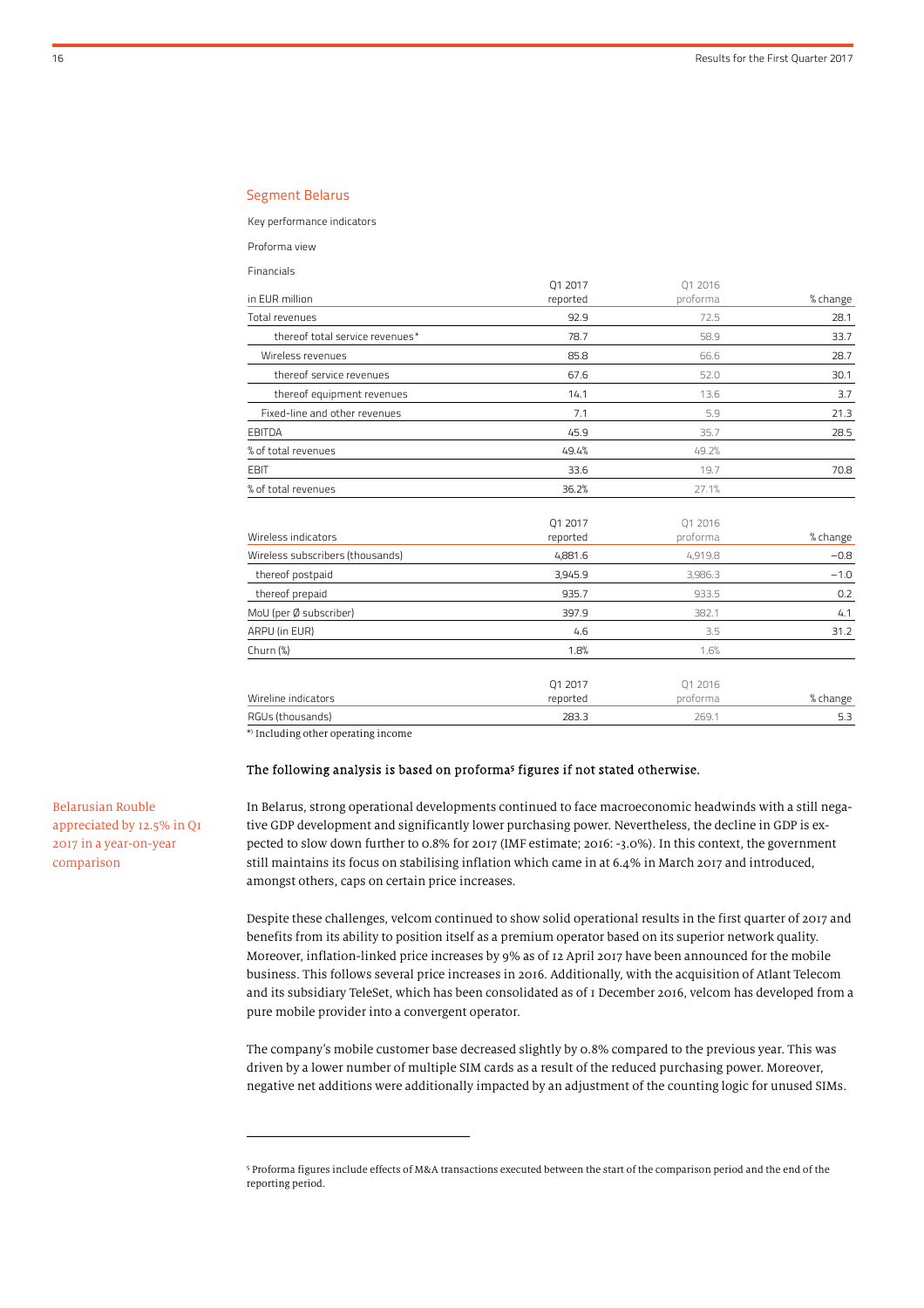## Segment Belarus

Key performance indicators

Proforma view

Financials

| in EUR million | Q1 2017 reported | Q1 2016 proforma | % change |
|---|---|---|---|
| Total revenues | 92.9 | 72.5 | 28.1 |
| thereof total service revenues* | 78.7 | 58.9 | 33.7 |
| Wireless revenues | 85.8 | 66.6 | 28.7 |
| thereof service revenues | 67.6 | 52.0 | 30.1 |
| thereof equipment revenues | 14.1 | 13.6 | 3.7 |
| Fixed-line and other revenues | 7.1 | 5.9 | 21.3 |
| EBITDA | 45.9 | 35.7 | 28.5 |
| % of total revenues | 49.4% | 49.2% | |
| EBIT | 33.6 | 19.7 | 70.8 |
| % of total revenues | 36.2% | 27.1% | |

| Wireless indicators | Q1 2017 reported | Q1 2016 proforma | % change |
|---|---|---|---|
| Wireless subscribers (thousands) | 4,881.6 | 4,919.8 | −0.8 |
| thereof postpaid | 3,945.9 | 3,986.3 | −1.0 |
| thereof prepaid | 935.7 | 933.5 | 0.2 |
| MoU (per Ø subscriber) | 397.9 | 382.1 | 4.1 |
| ARPU (in EUR) | 4.6 | 3.5 | 31.2 |
| Churn (%) | 1.8% | 1.6% | |

| Wireline indicators | Q1 2017 reported | Q1 2016 proforma | % change |
|---|---|---|---|
| RGUs (thousands) | 283.3 | 269.1 | 5.3 |

*) Including other operating income

**The following analysis is based on proforma[5] figures if not stated otherwise.**

Belarusian Rouble appreciated by 12.5% in Q1 2017 in a year-on-year comparison

In Belarus, strong operational developments continued to face macroeconomic headwinds with a still negative GDP development and significantly lower purchasing power. Nevertheless, the decline in GDP is expected to slow down further to 0.8% for 2017 (IMF estimate; 2016: -3.0%). In this context, the government still maintains its focus on stabilising inflation which came in at 6.4% in March 2017 and introduced, amongst others, caps on certain price increases.

Despite these challenges, velcom continued to show solid operational results in the first quarter of 2017 and benefits from its ability to position itself as a premium operator based on its superior network quality. Moreover, inflation-linked price increases by 9% as of 12 April 2017 have been announced for the mobile business. This follows several price increases in 2016. Additionally, with the acquisition of Atlant Telecom and its subsidiary TeleSet, which has been consolidated as of 1 December 2016, velcom has developed from a pure mobile provider into a convergent operator.

The company's mobile customer base decreased slightly by 0.8% compared to the previous year. This was driven by a lower number of multiple SIM cards as a result of the reduced purchasing power. Moreover, negative net additions were additionally impacted by an adjustment of the counting logic for unused SIMs.

[5] Proforma figures include effects of M&A transactions executed between the start of the comparison period and the end of the reporting period.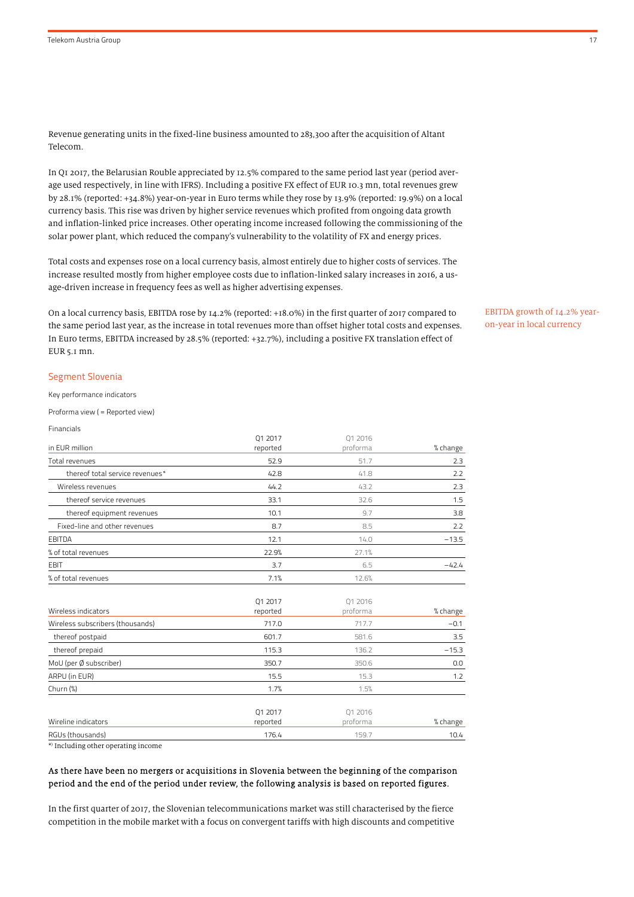Revenue generating units in the fixed-line business amounted to 283,300 after the acquisition of Altant Telecom.

In Q1 2017, the Belarusian Rouble appreciated by 12.5% compared to the same period last year (period average used respectively, in line with IFRS). Including a positive FX effect of EUR 10.3 mn, total revenues grew by 28.1% (reported: +34.8%) year-on-year in Euro terms while they rose by 13.9% (reported: 19.9%) on a local currency basis. This rise was driven by higher service revenues which profited from ongoing data growth and inflation-linked price increases. Other operating income increased following the commissioning of the solar power plant, which reduced the company's vulnerability to the volatility of FX and energy prices.

Total costs and expenses rose on a local currency basis, almost entirely due to higher costs of services. The increase resulted mostly from higher employee costs due to inflation-linked salary increases in 2016, a usage-driven increase in frequency fees as well as higher advertising expenses.

EBITDA growth of 14.2% year-on-year in local currency

On a local currency basis, EBITDA rose by 14.2% (reported: +18.0%) in the first quarter of 2017 compared to the same period last year, as the increase in total revenues more than offset higher total costs and expenses. In Euro terms, EBITDA increased by 28.5% (reported: +32.7%), including a positive FX translation effect of EUR 5.1 mn.

## Segment Slovenia

Key performance indicators

Proforma view ( = Reported view)

Financials

| in EUR million | Q1 2017 reported | Q1 2016 proforma | % change |
|---|---|---|---|
| Total revenues | 52.9 | 51.7 | 2.3 |
| thereof total service revenues* | 42.8 | 41.8 | 2.2 |
| Wireless revenues | 44.2 | 43.2 | 2.3 |
| thereof service revenues | 33.1 | 32.6 | 1.5 |
| thereof equipment revenues | 10.1 | 9.7 | 3.8 |
| Fixed-line and other revenues | 8.7 | 8.5 | 2.2 |
| EBITDA | 12.1 | 14.0 | −13.5 |
| % of total revenues | 22.9% | 27.1% | |
| EBIT | 3.7 | 6.5 | −42.4 |
| % of total revenues | 7.1% | 12.6% | |

| Wireless indicators | Q1 2017 reported | Q1 2016 proforma | % change |
|---|---|---|---|
| Wireless subscribers (thousands) | 717.0 | 717.7 | −0.1 |
| thereof postpaid | 601.7 | 581.6 | 3.5 |
| thereof prepaid | 115.3 | 136.2 | −15.3 |
| MoU (per Ø subscriber) | 350.7 | 350.6 | 0.0 |
| ARPU (in EUR) | 15.5 | 15.3 | 1.2 |
| Churn (%) | 1.7% | 1.5% | |

| Wireline indicators | Q1 2017 reported | Q1 2016 proforma | % change |
|---|---|---|---|
| RGUs (thousands) | 176.4 | 159.7 | 10.4 |

*) Including other operating income

As there have been no mergers or acquisitions in Slovenia between the beginning of the comparison period and the end of the period under review, the following analysis is based on reported figures.

In the first quarter of 2017, the Slovenian telecommunications market was still characterised by the fierce competition in the mobile market with a focus on convergent tariffs with high discounts and competitive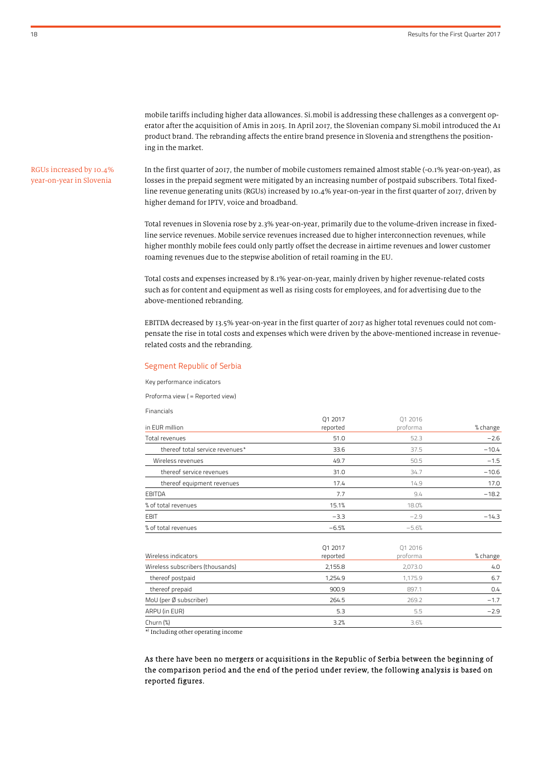mobile tariffs including higher data allowances. Si.mobil is addressing these challenges as a convergent operator after the acquisition of Amis in 2015. In April 2017, the Slovenian company Si.mobil introduced the A1 product brand. The rebranding affects the entire brand presence in Slovenia and strengthens the positioning in the market.

RGUs increased by 10.4% year-on-year in Slovenia

In the first quarter of 2017, the number of mobile customers remained almost stable (-0.1% year-on-year), as losses in the prepaid segment were mitigated by an increasing number of postpaid subscribers. Total fixed-line revenue generating units (RGUs) increased by 10.4% year-on-year in the first quarter of 2017, driven by higher demand for IPTV, voice and broadband.

Total revenues in Slovenia rose by 2.3% year-on-year, primarily due to the volume-driven increase in fixed-line service revenues. Mobile service revenues increased due to higher interconnection revenues, while higher monthly mobile fees could only partly offset the decrease in airtime revenues and lower customer roaming revenues due to the stepwise abolition of retail roaming in the EU.

Total costs and expenses increased by 8.1% year-on-year, mainly driven by higher revenue-related costs such as for content and equipment as well as rising costs for employees, and for advertising due to the above-mentioned rebranding.

EBITDA decreased by 13.5% year-on-year in the first quarter of 2017 as higher total revenues could not compensate the rise in total costs and expenses which were driven by the above-mentioned increase in revenue-related costs and the rebranding.

## Segment Republic of Serbia

Key performance indicators

Proforma view ( = Reported view)

Financials

| in EUR million | Q1 2017 reported | Q1 2016 proforma | % change |
|---|---|---|---|
| Total revenues | 51.0 | 52.3 | −2.6 |
| thereof total service revenues* | 33.6 | 37.5 | −10.4 |
| Wireless revenues | 49.7 | 50.5 | −1.5 |
| thereof service revenues | 31.0 | 34.7 | −10.6 |
| thereof equipment revenues | 17.4 | 14.9 | 17.0 |
| EBITDA | 7.7 | 9.4 | −18.2 |
| % of total revenues | 15.1% | 18.0% | |
| EBIT | −3.3 | −2.9 | −14.3 |
| % of total revenues | −6.5% | −5.6% | |

| Wireless indicators | Q1 2017 reported | Q1 2016 proforma | % change |
|---|---|---|---|
| Wireless subscribers (thousands) | 2,155.8 | 2,073.0 | 4.0 |
| thereof postpaid | 1,254.9 | 1,175.9 | 6.7 |
| thereof prepaid | 900.9 | 897.1 | 0.4 |
| MoU (per Ø subscriber) | 264.5 | 269.2 | −1.7 |
| ARPU (in EUR) | 5.3 | 5.5 | −2.9 |
| Churn (%) | 3.2% | 3.6% | |

*) Including other operating income

**As there have been no mergers or acquisitions in the Republic of Serbia between the beginning of the comparison period and the end of the period under review, the following analysis is based on reported figures.**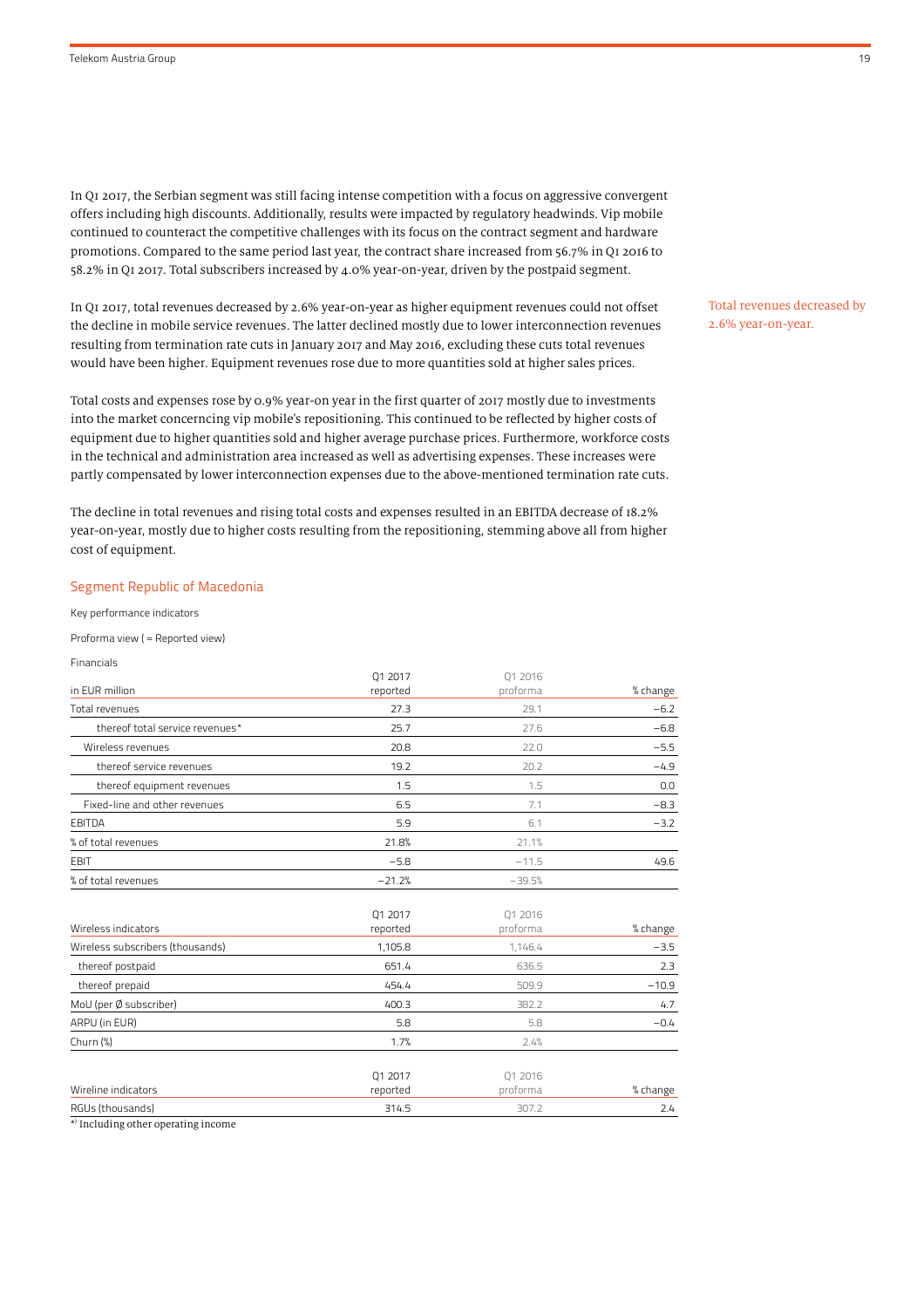In Q1 2017, the Serbian segment was still facing intense competition with a focus on aggressive convergent offers including high discounts. Additionally, results were impacted by regulatory headwinds. Vip mobile continued to counteract the competitive challenges with its focus on the contract segment and hardware promotions. Compared to the same period last year, the contract share increased from 56.7% in Q1 2016 to 58.2% in Q1 2017. Total subscribers increased by 4.0% year-on-year, driven by the postpaid segment.

Total revenues decreased by 2.6% year-on-year.

In Q1 2017, total revenues decreased by 2.6% year-on-year as higher equipment revenues could not offset the decline in mobile service revenues. The latter declined mostly due to lower interconnection revenues resulting from termination rate cuts in January 2017 and May 2016, excluding these cuts total revenues would have been higher. Equipment revenues rose due to more quantities sold at higher sales prices.

Total costs and expenses rose by 0.9% year-on year in the first quarter of 2017 mostly due to investments into the market concerncing vip mobile's repositioning. This continued to be reflected by higher costs of equipment due to higher quantities sold and higher average purchase prices. Furthermore, workforce costs in the technical and administration area increased as well as advertising expenses. These increases were partly compensated by lower interconnection expenses due to the above-mentioned termination rate cuts.

The decline in total revenues and rising total costs and expenses resulted in an EBITDA decrease of 18.2% year-on-year, mostly due to higher costs resulting from the repositioning, stemming above all from higher cost of equipment.

## Segment Republic of Macedonia

Key performance indicators

Proforma view ( = Reported view)

Financials

| in EUR million | Q1 2017 reported | Q1 2016 proforma | % change |
|---|---|---|---|
| Total revenues | 27.3 | 29.1 | −6.2 |
| thereof total service revenues* | 25.7 | 27.6 | −6.8 |
| Wireless revenues | 20.8 | 22.0 | −5.5 |
| thereof service revenues | 19.2 | 20.2 | −4.9 |
| thereof equipment revenues | 1.5 | 1.5 | 0.0 |
| Fixed-line and other revenues | 6.5 | 7.1 | −8.3 |
| EBITDA | 5.9 | 6.1 | −3.2 |
| % of total revenues | 21.8% | 21.1% | |
| EBIT | −5.8 | −11.5 | 49.6 |
| % of total revenues | −21.2% | −39.5% | |

| Wireless indicators | Q1 2017 reported | Q1 2016 proforma | % change |
|---|---|---|---|
| Wireless subscribers (thousands) | 1,105.8 | 1,146.4 | −3.5 |
| thereof postpaid | 651.4 | 636.5 | 2.3 |
| thereof prepaid | 454.4 | 509.9 | −10.9 |
| MoU (per Ø subscriber) | 400.3 | 382.2 | 4.7 |
| ARPU (in EUR) | 5.8 | 5.8 | −0.4 |
| Churn (%) | 1.7% | 2.4% | |

| Wireline indicators | Q1 2017 reported | Q1 2016 proforma | % change |
|---|---|---|---|
| RGUs (thousands) | 314.5 | 307.2 | 2.4 |

*) Including other operating income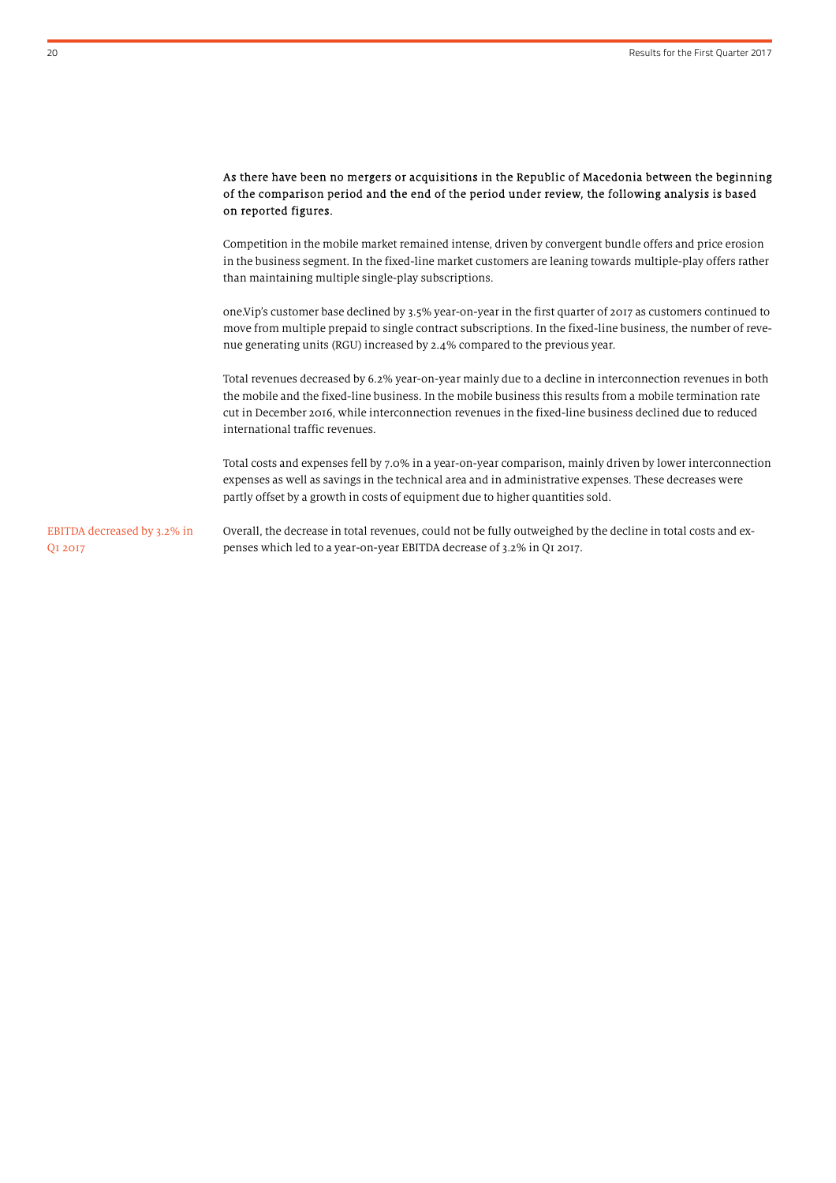**As there have been no mergers or acquisitions in the Republic of Macedonia between the beginning of the comparison period and the end of the period under review, the following analysis is based on reported figures.**

Competition in the mobile market remained intense, driven by convergent bundle offers and price erosion in the business segment. In the fixed-line market customers are leaning towards multiple-play offers rather than maintaining multiple single-play subscriptions.

one.Vip's customer base declined by 3.5% year-on-year in the first quarter of 2017 as customers continued to move from multiple prepaid to single contract subscriptions. In the fixed-line business, the number of revenue generating units (RGU) increased by 2.4% compared to the previous year.

Total revenues decreased by 6.2% year-on-year mainly due to a decline in interconnection revenues in both the mobile and the fixed-line business. In the mobile business this results from a mobile termination rate cut in December 2016, while interconnection revenues in the fixed-line business declined due to reduced international traffic revenues.

Total costs and expenses fell by 7.0% in a year-on-year comparison, mainly driven by lower interconnection expenses as well as savings in the technical area and in administrative expenses. These decreases were partly offset by a growth in costs of equipment due to higher quantities sold.

EBITDA decreased by 3.2% in Q1 2017

Overall, the decrease in total revenues, could not be fully outweighed by the decline in total costs and expenses which led to a year-on-year EBITDA decrease of 3.2% in Q1 2017.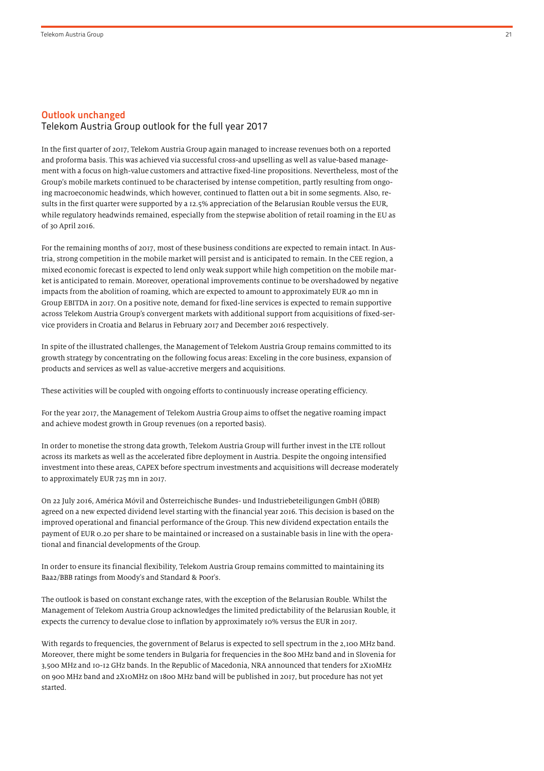## Outlook unchanged

### Telekom Austria Group outlook for the full year 2017

In the first quarter of 2017, Telekom Austria Group again managed to increase revenues both on a reported and proforma basis. This was achieved via successful cross-and upselling as well as value-based management with a focus on high-value customers and attractive fixed-line propositions. Nevertheless, most of the Group's mobile markets continued to be characterised by intense competition, partly resulting from ongoing macroeconomic headwinds, which however, continued to flatten out a bit in some segments. Also, results in the first quarter were supported by a 12.5% appreciation of the Belarusian Rouble versus the EUR, while regulatory headwinds remained, especially from the stepwise abolition of retail roaming in the EU as of 30 April 2016.

For the remaining months of 2017, most of these business conditions are expected to remain intact. In Austria, strong competition in the mobile market will persist and is anticipated to remain. In the CEE region, a mixed economic forecast is expected to lend only weak support while high competition on the mobile market is anticipated to remain. Moreover, operational improvements continue to be overshadowed by negative impacts from the abolition of roaming, which are expected to amount to approximately EUR 40 mn in Group EBITDA in 2017. On a positive note, demand for fixed-line services is expected to remain supportive across Telekom Austria Group's convergent markets with additional support from acquisitions of fixed-service providers in Croatia and Belarus in February 2017 and December 2016 respectively.

In spite of the illustrated challenges, the Management of Telekom Austria Group remains committed to its growth strategy by concentrating on the following focus areas: Exceling in the core business, expansion of products and services as well as value-accretive mergers and acquisitions.

These activities will be coupled with ongoing efforts to continuously increase operating efficiency.

For the year 2017, the Management of Telekom Austria Group aims to offset the negative roaming impact and achieve modest growth in Group revenues (on a reported basis).

In order to monetise the strong data growth, Telekom Austria Group will further invest in the LTE rollout across its markets as well as the accelerated fibre deployment in Austria. Despite the ongoing intensified investment into these areas, CAPEX before spectrum investments and acquisitions will decrease moderately to approximately EUR 725 mn in 2017.

On 22 July 2016, América Móvil and Österreichische Bundes- und Industriebeteiligungen GmbH (ÖBIB) agreed on a new expected dividend level starting with the financial year 2016. This decision is based on the improved operational and financial performance of the Group. This new dividend expectation entails the payment of EUR 0.20 per share to be maintained or increased on a sustainable basis in line with the operational and financial developments of the Group.

In order to ensure its financial flexibility, Telekom Austria Group remains committed to maintaining its Baa2/BBB ratings from Moody's and Standard & Poor's.

The outlook is based on constant exchange rates, with the exception of the Belarusian Rouble. Whilst the Management of Telekom Austria Group acknowledges the limited predictability of the Belarusian Rouble, it expects the currency to devalue close to inflation by approximately 10% versus the EUR in 2017.

With regards to frequencies, the government of Belarus is expected to sell spectrum in the 2,100 MHz band. Moreover, there might be some tenders in Bulgaria for frequencies in the 800 MHz band and in Slovenia for 3,500 MHz and 10-12 GHz bands. In the Republic of Macedonia, NRA announced that tenders for 2X10MHz on 900 MHz band and 2X10MHz on 1800 MHz band will be published in 2017, but procedure has not yet started.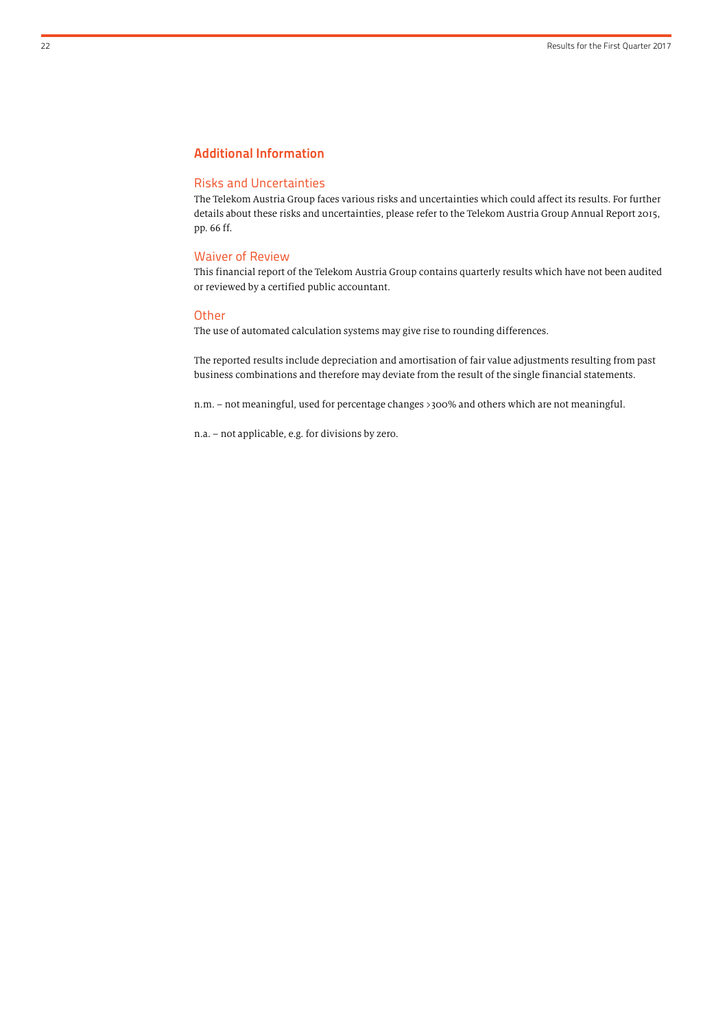## Additional Information

### Risks and Uncertainties

The Telekom Austria Group faces various risks and uncertainties which could affect its results. For further details about these risks and uncertainties, please refer to the Telekom Austria Group Annual Report 2015, pp. 66 ff.

### Waiver of Review

This financial report of the Telekom Austria Group contains quarterly results which have not been audited or reviewed by a certified public accountant.

### Other

The use of automated calculation systems may give rise to rounding differences.

The reported results include depreciation and amortisation of fair value adjustments resulting from past business combinations and therefore may deviate from the result of the single financial statements.

n.m. – not meaningful, used for percentage changes >300% and others which are not meaningful.

n.a. – not applicable, e.g. for divisions by zero.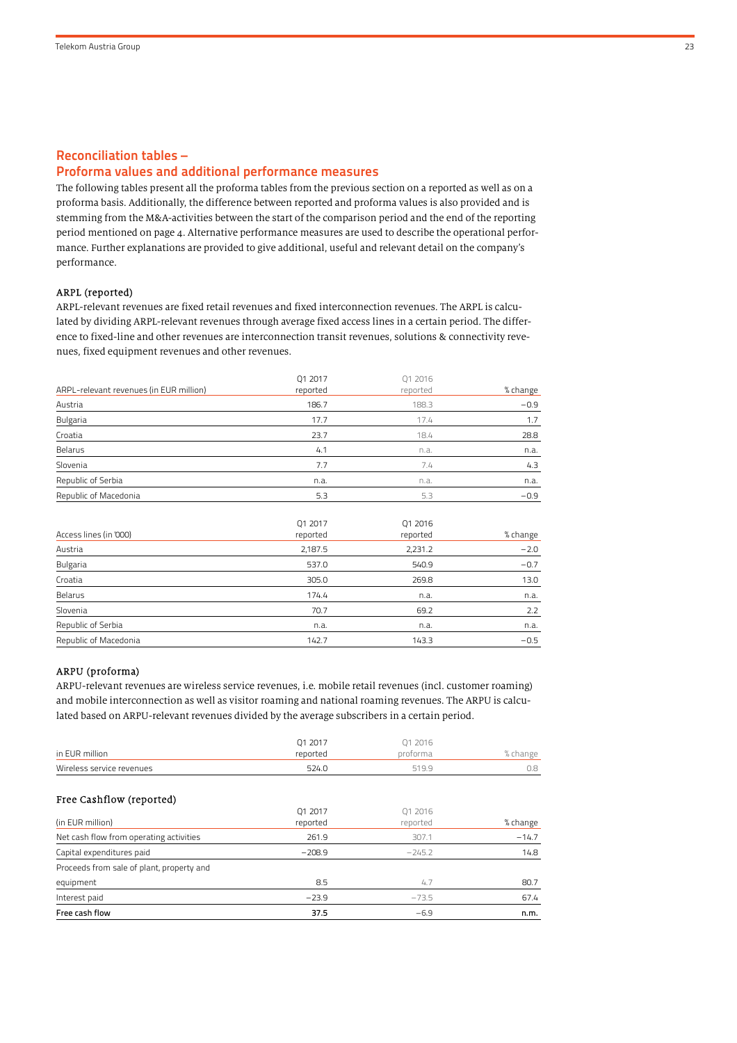## Reconciliation tables – Proforma values and additional performance measures

The following tables present all the proforma tables from the previous section on a reported as well as on a proforma basis. Additionally, the difference between reported and proforma values is also provided and is stemming from the M&A-activities between the start of the comparison period and the end of the reporting period mentioned on page 4. Alternative performance measures are used to describe the operational performance. Further explanations are provided to give additional, useful and relevant detail on the company's performance.

### ARPL (reported)

ARPL-relevant revenues are fixed retail revenues and fixed interconnection revenues. The ARPL is calculated by dividing ARPL-relevant revenues through average fixed access lines in a certain period. The difference to fixed-line and other revenues are interconnection transit revenues, solutions & connectivity revenues, fixed equipment revenues and other revenues.

| ARPL-relevant revenues (in EUR million) | Q1 2017 reported | Q1 2016 reported | % change |
|---|---|---|---|
| Austria | 186.7 | 188.3 | −0.9 |
| Bulgaria | 17.7 | 17.4 | 1.7 |
| Croatia | 23.7 | 18.4 | 28.8 |
| Belarus | 4.1 | n.a. | n.a. |
| Slovenia | 7.7 | 7.4 | 4.3 |
| Republic of Serbia | n.a. | n.a. | n.a. |
| Republic of Macedonia | 5.3 | 5.3 | −0.9 |

| Access lines (in '000) | Q1 2017 reported | Q1 2016 reported | % change |
|---|---|---|---|
| Austria | 2,187.5 | 2,231.2 | −2.0 |
| Bulgaria | 537.0 | 540.9 | −0.7 |
| Croatia | 305.0 | 269.8 | 13.0 |
| Belarus | 174.4 | n.a. | n.a. |
| Slovenia | 70.7 | 69.2 | 2.2 |
| Republic of Serbia | n.a. | n.a. | n.a. |
| Republic of Macedonia | 142.7 | 143.3 | −0.5 |

### ARPU (proforma)

ARPU-relevant revenues are wireless service revenues, i.e. mobile retail revenues (incl. customer roaming) and mobile interconnection as well as visitor roaming and national roaming revenues. The ARPU is calculated based on ARPU-relevant revenues divided by the average subscribers in a certain period.

| in EUR million | Q1 2017 reported | Q1 2016 proforma | % change |
|---|---|---|---|
| Wireless service revenues | 524.0 | 519.9 | 0.8 |

### Free Cashflow (reported)

| (in EUR million) | Q1 2017 reported | Q1 2016 reported | % change |
|---|---|---|---|
| Net cash flow from operating activities | 261.9 | 307.1 | −14.7 |
| Capital expenditures paid | −208.9 | −245.2 | 14.8 |
| Proceeds from sale of plant, property and equipment | 8.5 | 4.7 | 80.7 |
| Interest paid | −23.9 | −73.5 | 67.4 |
| **Free cash flow** | **37.5** | **−6.9** | **n.m.** |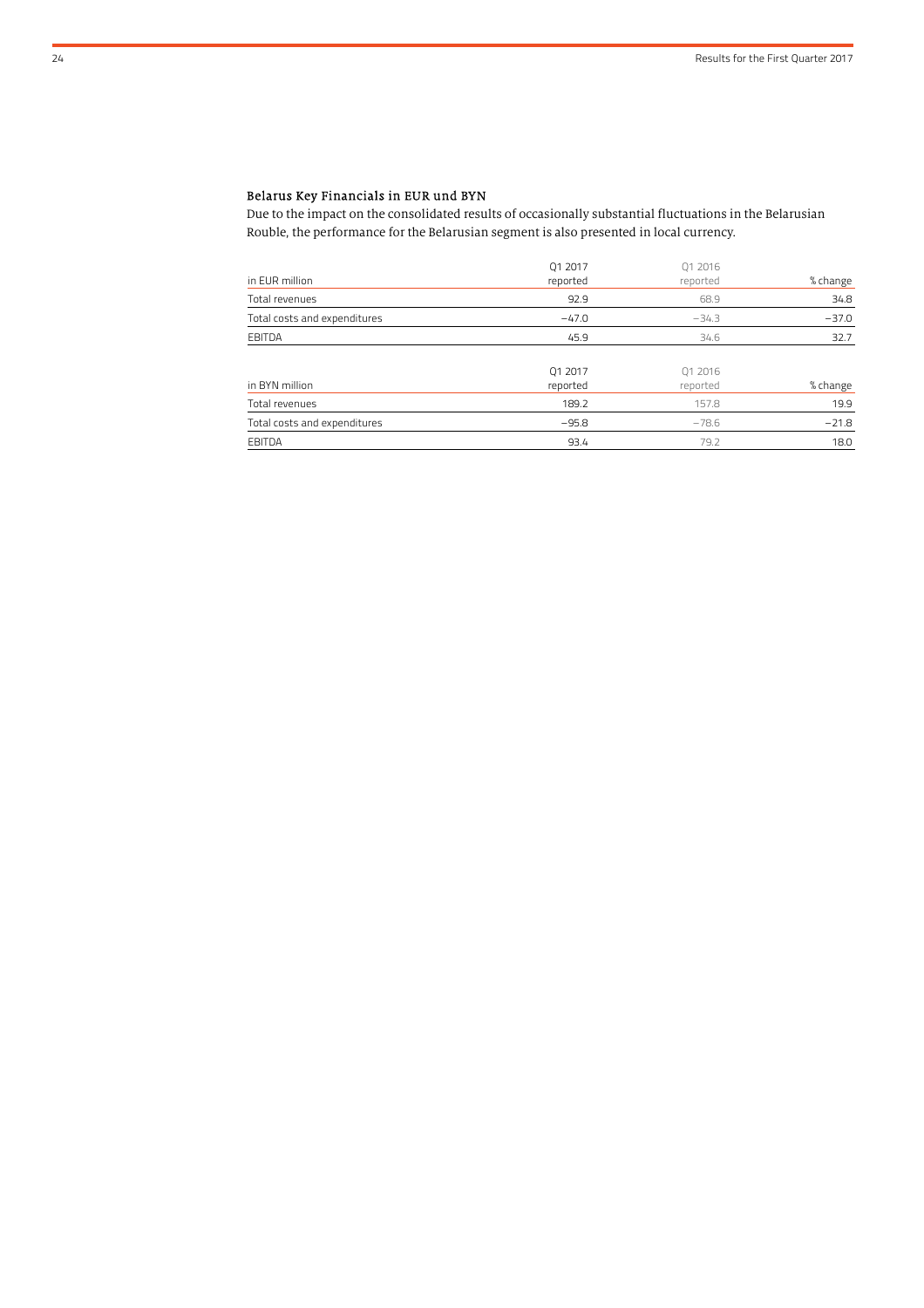### Belarus Key Financials in EUR und BYN

Due to the impact on the consolidated results of occasionally substantial fluctuations in the Belarusian Rouble, the performance for the Belarusian segment is also presented in local currency.

| in EUR million | Q1 2017 reported | Q1 2016 reported | % change |
|---|---|---|---|
| Total revenues | 92.9 | 68.9 | 34.8 |
| Total costs and expenditures | −47.0 | −34.3 | −37.0 |
| EBITDA | 45.9 | 34.6 | 32.7 |

| in BYN million | Q1 2017 reported | Q1 2016 reported | % change |
|---|---|---|---|
| Total revenues | 189.2 | 157.8 | 19.9 |
| Total costs and expenditures | −95.8 | −78.6 | −21.8 |
| EBITDA | 93.4 | 79.2 | 18.0 |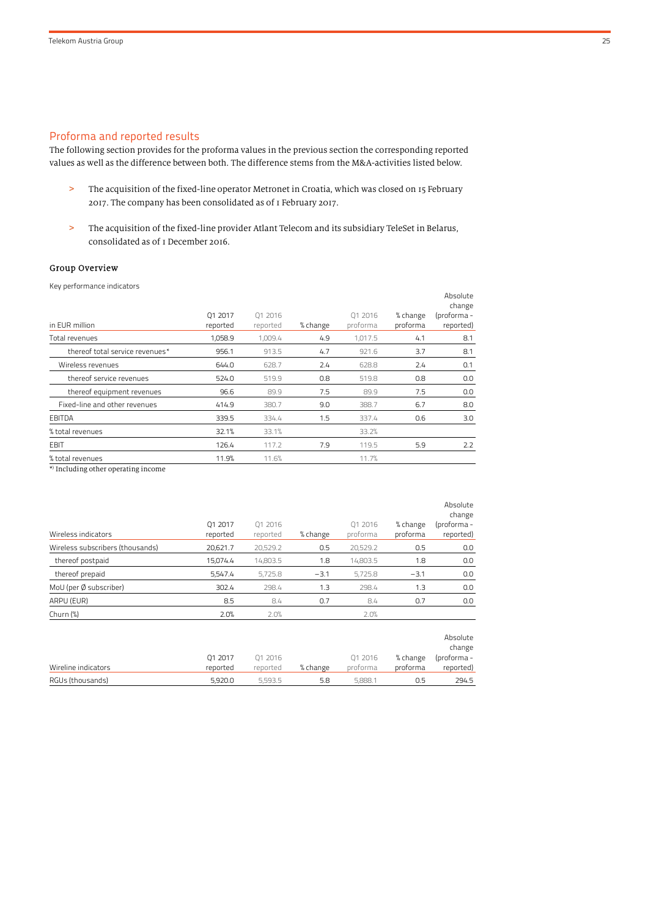## Proforma and reported results

The following section provides for the proforma values in the previous section the corresponding reported values as well as the difference between both. The difference stems from the M&A-activities listed below.

- > The acquisition of the fixed-line operator Metronet in Croatia, which was closed on 15 February 2017. The company has been consolidated as of 1 February 2017.
- > The acquisition of the fixed-line provider Atlant Telecom and its subsidiary TeleSet in Belarus, consolidated as of 1 December 2016.

### Group Overview

Key performance indicators

| in EUR million | Q1 2017 reported | Q1 2016 reported | % change | Q1 2016 proforma | % change proforma | Absolute change (proforma - reported) |
|---|---|---|---|---|---|---|
| Total revenues | 1,058.9 | 1,009.4 | 4.9 | 1,017.5 | 4.1 | 8.1 |
| thereof total service revenues* | 956.1 | 913.5 | 4.7 | 921.6 | 3.7 | 8.1 |
| Wireless revenues | 644.0 | 628.7 | 2.4 | 628.8 | 2.4 | 0.1 |
| thereof service revenues | 524.0 | 519.9 | 0.8 | 519.8 | 0.8 | 0.0 |
| thereof equipment revenues | 96.6 | 89.9 | 7.5 | 89.9 | 7.5 | 0.0 |
| Fixed-line and other revenues | 414.9 | 380.7 | 9.0 | 388.7 | 6.7 | 8.0 |
| EBITDA | 339.5 | 334.4 | 1.5 | 337.4 | 0.6 | 3.0 |
| % total revenues | 32.1% | 33.1% | | 33.2% | | |
| EBIT | 126.4 | 117.2 | 7.9 | 119.5 | 5.9 | 2.2 |
| % total revenues | 11.9% | 11.6% | | 11.7% | | |

*) Including other operating income

| Wireless indicators | Q1 2017 reported | Q1 2016 reported | % change | Q1 2016 proforma | % change proforma | Absolute change (proforma - reported) |
|---|---|---|---|---|---|---|
| Wireless subscribers (thousands) | 20,621.7 | 20,529.2 | 0.5 | 20,529.2 | 0.5 | 0.0 |
| thereof postpaid | 15,074.4 | 14,803.5 | 1.8 | 14,803.5 | 1.8 | 0.0 |
| thereof prepaid | 5,547.4 | 5,725.8 | −3.1 | 5,725.8 | −3.1 | 0.0 |
| MoU (per Ø subscriber) | 302.4 | 298.4 | 1.3 | 298.4 | 1.3 | 0.0 |
| ARPU (EUR) | 8.5 | 8.4 | 0.7 | 8.4 | 0.7 | 0.0 |
| Churn (%) | 2.0% | 2.0% | | 2.0% | | |

| Wireline indicators | Q1 2017 reported | Q1 2016 reported | % change | Q1 2016 proforma | % change proforma | Absolute change (proforma - reported) |
|---|---|---|---|---|---|---|
| RGUs (thousands) | 5,920.0 | 5,593.5 | 5.8 | 5,888.1 | 0.5 | 294.5 |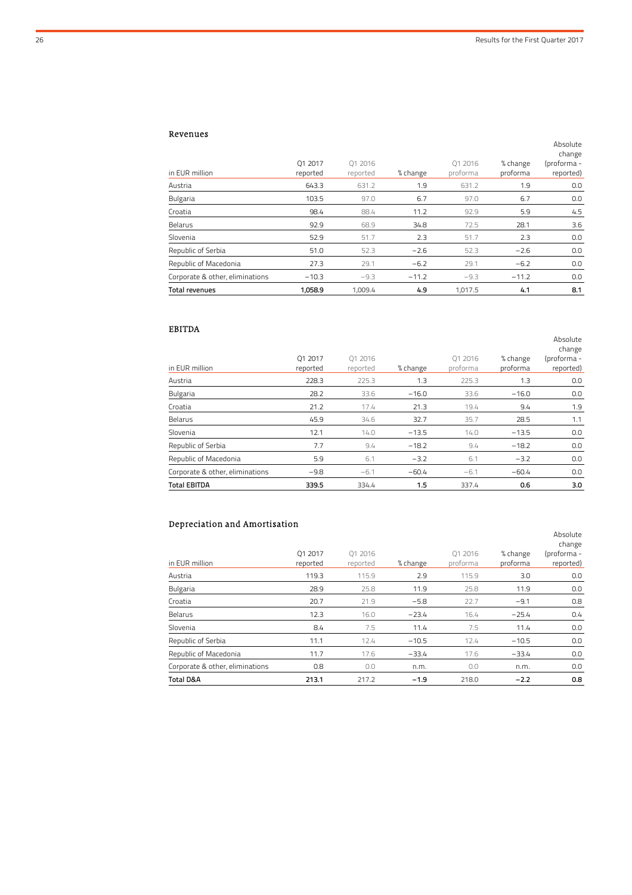## Revenues

| in EUR million | Q1 2017 reported | Q1 2016 reported | % change | Q1 2016 proforma | % change proforma | Absolute change (proforma - reported) |
|---|---|---|---|---|---|---|
| Austria | 643.3 | 631.2 | 1.9 | 631.2 | 1.9 | 0.0 |
| Bulgaria | 103.5 | 97.0 | 6.7 | 97.0 | 6.7 | 0.0 |
| Croatia | 98.4 | 88.4 | 11.2 | 92.9 | 5.9 | 4.5 |
| Belarus | 92.9 | 68.9 | 34.8 | 72.5 | 28.1 | 3.6 |
| Slovenia | 52.9 | 51.7 | 2.3 | 51.7 | 2.3 | 0.0 |
| Republic of Serbia | 51.0 | 52.3 | −2.6 | 52.3 | −2.6 | 0.0 |
| Republic of Macedonia | 27.3 | 29.1 | −6.2 | 29.1 | −6.2 | 0.0 |
| Corporate & other, eliminations | −10.3 | −9.3 | −11.2 | −9.3 | −11.2 | 0.0 |
| **Total revenues** | **1,058.9** | 1,009.4 | **4.9** | 1,017.5 | **4.1** | **8.1** |

## EBITDA

| in EUR million | Q1 2017 reported | Q1 2016 reported | % change | Q1 2016 proforma | % change proforma | Absolute change (proforma - reported) |
|---|---|---|---|---|---|---|
| Austria | 228.3 | 225.3 | 1.3 | 225.3 | 1.3 | 0.0 |
| Bulgaria | 28.2 | 33.6 | −16.0 | 33.6 | −16.0 | 0.0 |
| Croatia | 21.2 | 17.4 | 21.3 | 19.4 | 9.4 | 1.9 |
| Belarus | 45.9 | 34.6 | 32.7 | 35.7 | 28.5 | 1.1 |
| Slovenia | 12.1 | 14.0 | −13.5 | 14.0 | −13.5 | 0.0 |
| Republic of Serbia | 7.7 | 9.4 | −18.2 | 9.4 | −18.2 | 0.0 |
| Republic of Macedonia | 5.9 | 6.1 | −3.2 | 6.1 | −3.2 | 0.0 |
| Corporate & other, eliminations | −9.8 | −6.1 | −60.4 | −6.1 | −60.4 | 0.0 |
| **Total EBITDA** | **339.5** | 334.4 | **1.5** | 337.4 | **0.6** | **3.0** |

## Depreciation and Amortisation

| in EUR million | Q1 2017 reported | Q1 2016 reported | % change | Q1 2016 proforma | % change proforma | Absolute change (proforma - reported) |
|---|---|---|---|---|---|---|
| Austria | 119.3 | 115.9 | 2.9 | 115.9 | 3.0 | 0.0 |
| Bulgaria | 28.9 | 25.8 | 11.9 | 25.8 | 11.9 | 0.0 |
| Croatia | 20.7 | 21.9 | −5.8 | 22.7 | −9.1 | 0.8 |
| Belarus | 12.3 | 16.0 | −23.4 | 16.4 | −25.4 | 0.4 |
| Slovenia | 8.4 | 7.5 | 11.4 | 7.5 | 11.4 | 0.0 |
| Republic of Serbia | 11.1 | 12.4 | −10.5 | 12.4 | −10.5 | 0.0 |
| Republic of Macedonia | 11.7 | 17.6 | −33.4 | 17.6 | −33.4 | 0.0 |
| Corporate & other, eliminations | 0.8 | 0.0 | n.m. | 0.0 | n.m. | 0.0 |
| **Total D&A** | **213.1** | 217.2 | **−1.9** | 218.0 | **−2.2** | **0.8** |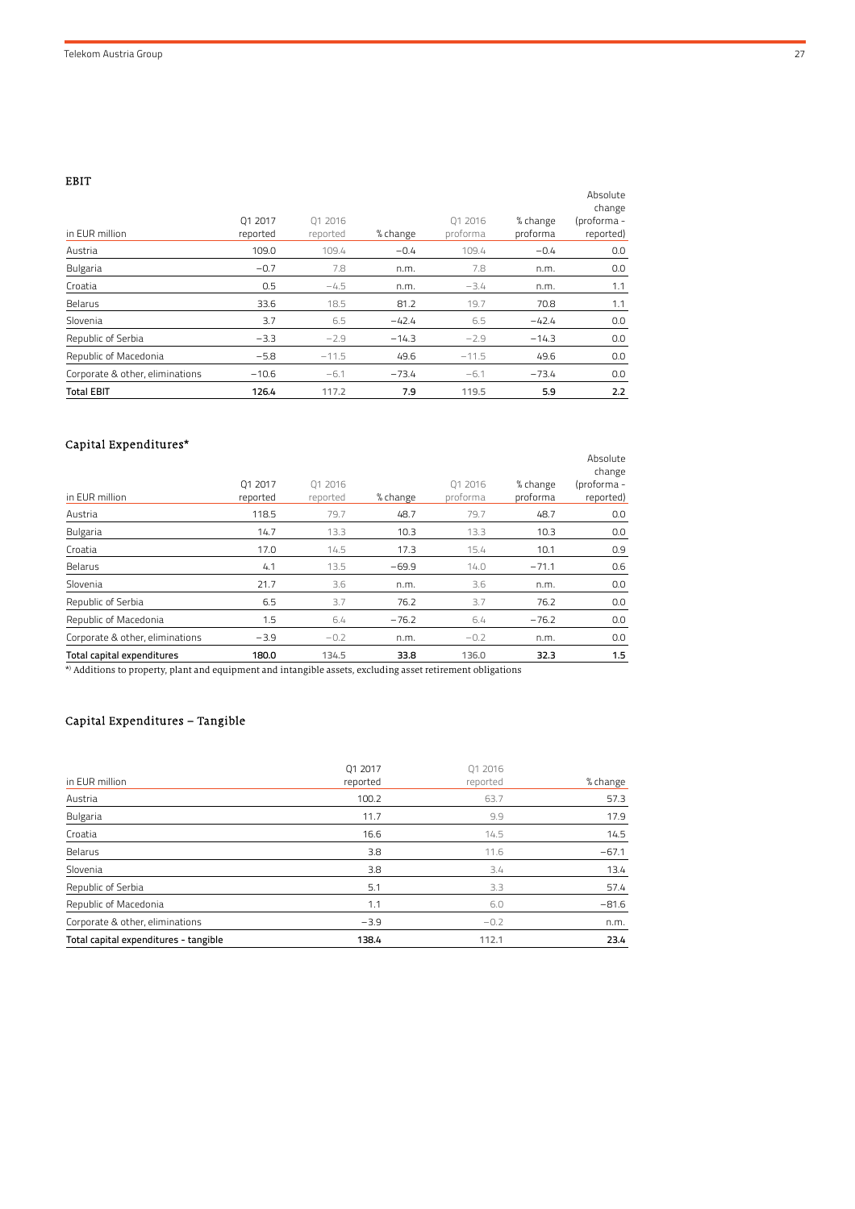## EBIT

| in EUR million | Q1 2017 reported | Q1 2016 reported | % change | Q1 2016 proforma | % change proforma | Absolute change (proforma - reported) |
|---|---|---|---|---|---|---|
| Austria | 109.0 | 109.4 | −0.4 | 109.4 | −0.4 | 0.0 |
| Bulgaria | −0.7 | 7.8 | n.m. | 7.8 | n.m. | 0.0 |
| Croatia | 0.5 | −4.5 | n.m. | −3.4 | n.m. | 1.1 |
| Belarus | 33.6 | 18.5 | 81.2 | 19.7 | 70.8 | 1.1 |
| Slovenia | 3.7 | 6.5 | −42.4 | 6.5 | −42.4 | 0.0 |
| Republic of Serbia | −3.3 | −2.9 | −14.3 | −2.9 | −14.3 | 0.0 |
| Republic of Macedonia | −5.8 | −11.5 | 49.6 | −11.5 | 49.6 | 0.0 |
| Corporate & other, eliminations | −10.6 | −6.1 | −73.4 | −6.1 | −73.4 | 0.0 |
| **Total EBIT** | **126.4** | 117.2 | **7.9** | 119.5 | **5.9** | **2.2** |

## Capital Expenditures*

| in EUR million | Q1 2017 reported | Q1 2016 reported | % change | Q1 2016 proforma | % change proforma | Absolute change (proforma - reported) |
|---|---|---|---|---|---|---|
| Austria | 118.5 | 79.7 | 48.7 | 79.7 | 48.7 | 0.0 |
| Bulgaria | 14.7 | 13.3 | 10.3 | 13.3 | 10.3 | 0.0 |
| Croatia | 17.0 | 14.5 | 17.3 | 15.4 | 10.1 | 0.9 |
| Belarus | 4.1 | 13.5 | −69.9 | 14.0 | −71.1 | 0.6 |
| Slovenia | 21.7 | 3.6 | n.m. | 3.6 | n.m. | 0.0 |
| Republic of Serbia | 6.5 | 3.7 | 76.2 | 3.7 | 76.2 | 0.0 |
| Republic of Macedonia | 1.5 | 6.4 | −76.2 | 6.4 | −76.2 | 0.0 |
| Corporate & other, eliminations | −3.9 | −0.2 | n.m. | −0.2 | n.m. | 0.0 |
| **Total capital expenditures** | **180.0** | 134.5 | **33.8** | 136.0 | **32.3** | **1.5** |

*) Additions to property, plant and equipment and intangible assets, excluding asset retirement obligations

## Capital Expenditures – Tangible

| in EUR million | Q1 2017 reported | Q1 2016 reported | % change |
|---|---|---|---|
| Austria | 100.2 | 63.7 | 57.3 |
| Bulgaria | 11.7 | 9.9 | 17.9 |
| Croatia | 16.6 | 14.5 | 14.5 |
| Belarus | 3.8 | 11.6 | −67.1 |
| Slovenia | 3.8 | 3.4 | 13.4 |
| Republic of Serbia | 5.1 | 3.3 | 57.4 |
| Republic of Macedonia | 1.1 | 6.0 | −81.6 |
| Corporate & other, eliminations | −3.9 | −0.2 | n.m. |
| **Total capital expenditures - tangible** | **138.4** | 112.1 | **23.4** |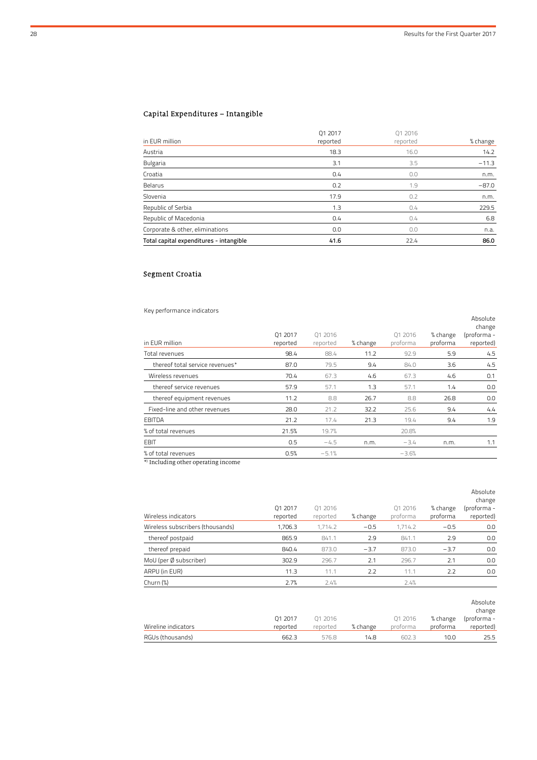## Capital Expenditures – Intangible

| in EUR million | Q1 2017 reported | Q1 2016 reported | % change |
|---|---|---|---|
| Austria | 18.3 | 16.0 | 14.2 |
| Bulgaria | 3.1 | 3.5 | −11.3 |
| Croatia | 0.4 | 0.0 | n.m. |
| Belarus | 0.2 | 1.9 | −87.0 |
| Slovenia | 17.9 | 0.2 | n.m. |
| Republic of Serbia | 1.3 | 0.4 | 229.5 |
| Republic of Macedonia | 0.4 | 0.4 | 6.8 |
| Corporate & other, eliminations | 0.0 | 0.0 | n.a. |
| **Total capital expenditures - intangible** | **41.6** | 22.4 | **86.0** |

## Segment Croatia

Key performance indicators

| in EUR million | Q1 2017 reported | Q1 2016 reported | % change | Q1 2016 proforma | % change proforma | Absolute change (proforma - reported) |
|---|---|---|---|---|---|---|
| Total revenues | 98.4 | 88.4 | 11.2 | 92.9 | 5.9 | 4.5 |
| thereof total service revenues* | 87.0 | 79.5 | 9.4 | 84.0 | 3.6 | 4.5 |
| Wireless revenues | 70.4 | 67.3 | 4.6 | 67.3 | 4.6 | 0.1 |
| thereof service revenues | 57.9 | 57.1 | 1.3 | 57.1 | 1.4 | 0.0 |
| thereof equipment revenues | 11.2 | 8.8 | 26.7 | 8.8 | 26.8 | 0.0 |
| Fixed-line and other revenues | 28.0 | 21.2 | 32.2 | 25.6 | 9.4 | 4.4 |
| EBITDA | 21.2 | 17.4 | 21.3 | 19.4 | 9.4 | 1.9 |
| % of total revenues | 21.5% | 19.7% | | 20.8% | | |
| EBIT | 0.5 | −4.5 | n.m. | −3.4 | n.m. | 1.1 |
| % of total revenues | 0.5% | −5.1% | | −3.6% | | |

*) Including other operating income

| Wireless indicators | Q1 2017 reported | Q1 2016 reported | % change | Q1 2016 proforma | % change proforma | Absolute change (proforma - reported) |
|---|---|---|---|---|---|---|
| Wireless subscribers (thousands) | 1,706.3 | 1,714.2 | −0.5 | 1,714.2 | −0.5 | 0.0 |
| thereof postpaid | 865.9 | 841.1 | 2.9 | 841.1 | 2.9 | 0.0 |
| thereof prepaid | 840.4 | 873.0 | −3.7 | 873.0 | −3.7 | 0.0 |
| MoU (per Ø subscriber) | 302.9 | 296.7 | 2.1 | 296.7 | 2.1 | 0.0 |
| ARPU (in EUR) | 11.3 | 11.1 | 2.2 | 11.1 | 2.2 | 0.0 |
| Churn (%) | 2.7% | 2.4% | | 2.4% | | |

| Wireline indicators | Q1 2017 reported | Q1 2016 reported | % change | Q1 2016 proforma | % change proforma | Absolute change (proforma - reported) |
|---|---|---|---|---|---|---|
| RGUs (thousands) | 662.3 | 576.8 | 14.8 | 602.3 | 10.0 | 25.5 |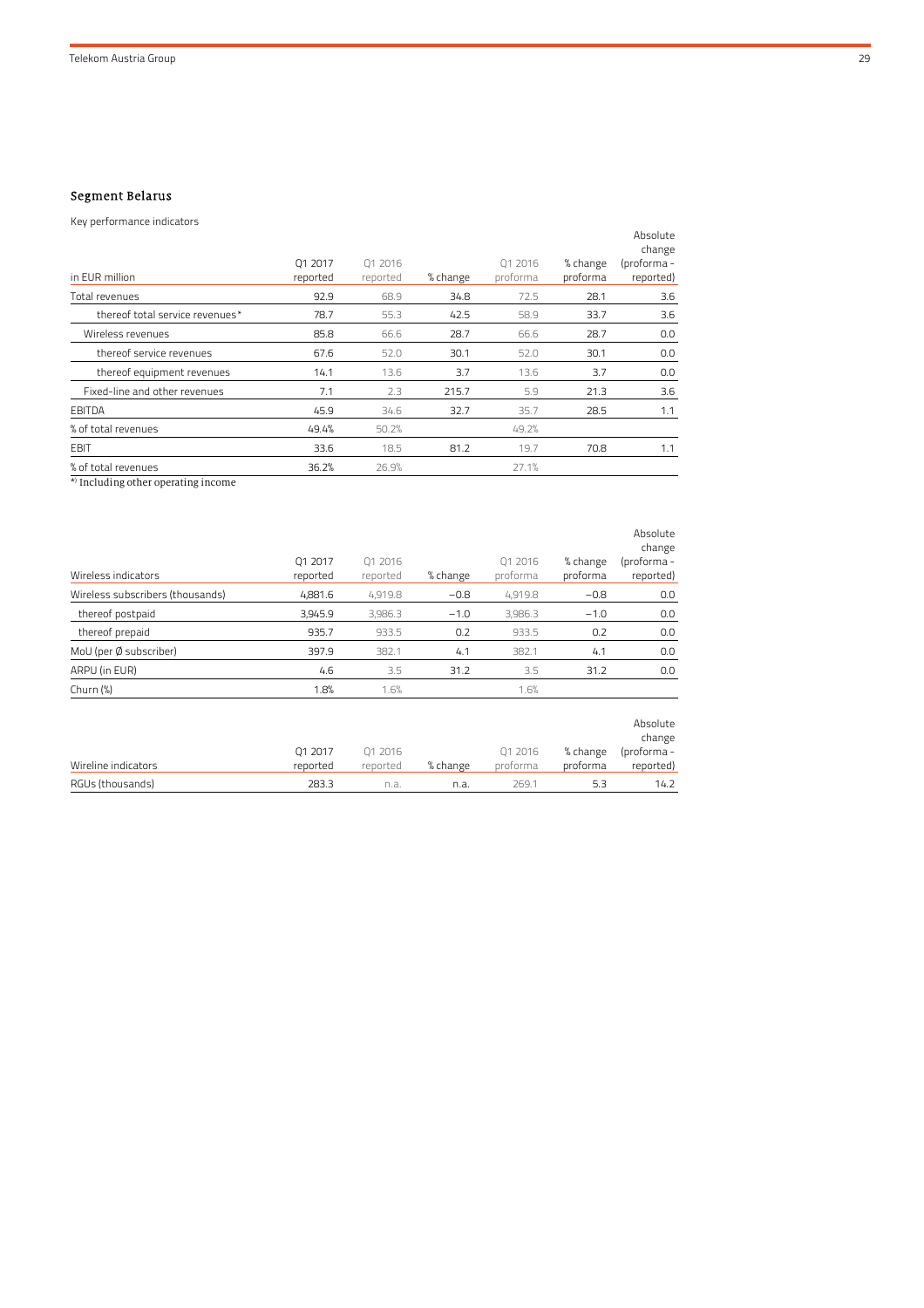## Segment Belarus

Key performance indicators

| in EUR million | Q1 2017 reported | Q1 2016 reported | % change | Q1 2016 proforma | % change proforma | Absolute change (proforma - reported) |
|---|---|---|---|---|---|---|
| Total revenues | 92.9 | 68.9 | 34.8 | 72.5 | 28.1 | 3.6 |
| thereof total service revenues* | 78.7 | 55.3 | 42.5 | 58.9 | 33.7 | 3.6 |
| Wireless revenues | 85.8 | 66.6 | 28.7 | 66.6 | 28.7 | 0.0 |
| thereof service revenues | 67.6 | 52.0 | 30.1 | 52.0 | 30.1 | 0.0 |
| thereof equipment revenues | 14.1 | 13.6 | 3.7 | 13.6 | 3.7 | 0.0 |
| Fixed-line and other revenues | 7.1 | 2.3 | 215.7 | 5.9 | 21.3 | 3.6 |
| EBITDA | 45.9 | 34.6 | 32.7 | 35.7 | 28.5 | 1.1 |
| % of total revenues | 49.4% | 50.2% | | 49.2% | | |
| EBIT | 33.6 | 18.5 | 81.2 | 19.7 | 70.8 | 1.1 |
| % of total revenues | 36.2% | 26.9% | | 27.1% | | |

*) Including other operating income

| Wireless indicators | Q1 2017 reported | Q1 2016 reported | % change | Q1 2016 proforma | % change proforma | Absolute change (proforma - reported) |
|---|---|---|---|---|---|---|
| Wireless subscribers (thousands) | 4,881.6 | 4,919.8 | −0.8 | 4,919.8 | −0.8 | 0.0 |
| thereof postpaid | 3,945.9 | 3,986.3 | −1.0 | 3,986.3 | −1.0 | 0.0 |
| thereof prepaid | 935.7 | 933.5 | 0.2 | 933.5 | 0.2 | 0.0 |
| MoU (per Ø subscriber) | 397.9 | 382.1 | 4.1 | 382.1 | 4.1 | 0.0 |
| ARPU (in EUR) | 4.6 | 3.5 | 31.2 | 3.5 | 31.2 | 0.0 |
| Churn (%) | 1.8% | 1.6% | | 1.6% | | |

| Wireline indicators | Q1 2017 reported | Q1 2016 reported | % change | Q1 2016 proforma | % change proforma | Absolute change (proforma - reported) |
|---|---|---|---|---|---|---|
| RGUs (thousands) | 283.3 | n.a. | n.a. | 269.1 | 5.3 | 14.2 |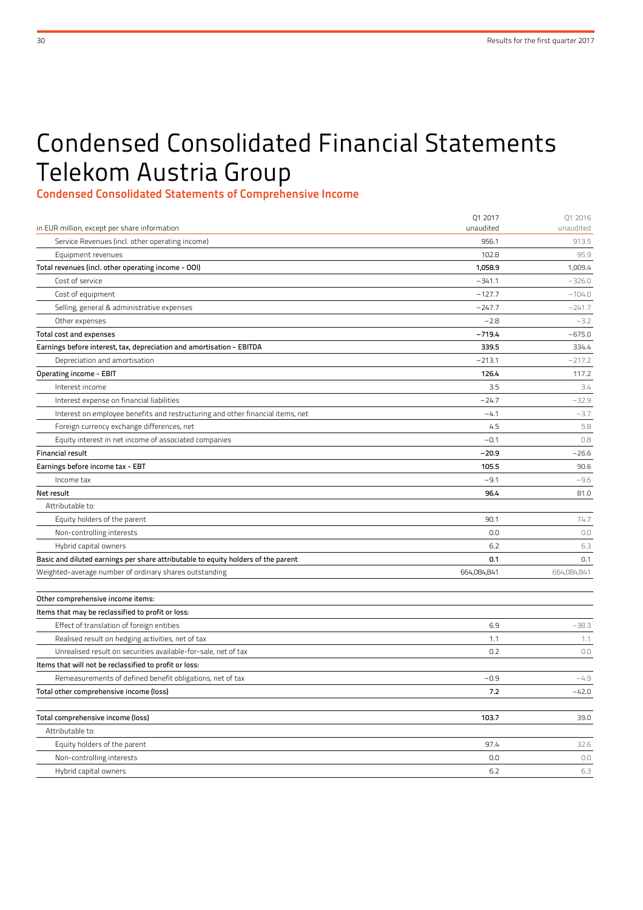# Condensed Consolidated Financial Statements Telekom Austria Group

## Condensed Consolidated Statements of Comprehensive Income

| in EUR million, except per share information | Q1 2017 unaudited | Q1 2016 unaudited |
|---|---|---|
| Service Revenues (incl. other operating income) | 956.1 | 913.5 |
| Equipment revenues | 102.8 | 95.9 |
| **Total revenues (incl. other operating income - OOI)** | **1,058.9** | 1,009.4 |
| Cost of service | −341.1 | −326.0 |
| Cost of equipment | −127.7 | −104.0 |
| Selling, general & administrative expenses | −247.7 | −241.7 |
| Other expenses | −2.8 | −3.2 |
| **Total cost and expenses** | **−719.4** | −675.0 |
| **Earnings before interest, tax, depreciation and amortisation - EBITDA** | **339.5** | 334.4 |
| Depreciation and amortisation | −213.1 | −217.2 |
| **Operating income - EBIT** | **126.4** | 117.2 |
| Interest income | 3.5 | 3.4 |
| Interest expense on financial liabilities | −24.7 | −32.9 |
| Interest on employee benefits and restructuring and other financial items, net | −4.1 | −3.7 |
| Foreign currency exchange differences, net | 4.5 | 5.8 |
| Equity interest in net income of associated companies | −0.1 | 0.8 |
| **Financial result** | **−20.9** | −26.6 |
| **Earnings before income tax - EBT** | **105.5** | 90.6 |
| Income tax | −9.1 | −9.6 |
| **Net result** | **96.4** | 81.0 |
| Attributable to: | | |
| Equity holders of the parent | 90.1 | 74.7 |
| Non-controlling interests | 0.0 | 0.0 |
| Hybrid capital owners | 6.2 | 6.3 |
| **Basic and diluted earnings per share attributable to equity holders of the parent** | **0.1** | 0.1 |
| Weighted-average number of ordinary shares outstanding | 664,084,841 | 664,084,841 |
| | | |
| **Other comprehensive income items:** | | |
| **Items that may be reclassified to profit or loss:** | | |
| Effect of translation of foreign entities | 6.9 | −38.3 |
| Realised result on hedging activities, net of tax | 1.1 | 1.1 |
| Unrealised result on securities available-for-sale, net of tax | 0.2 | 0.0 |
| **Items that will not be reclassified to profit or loss:** | | |
| Remeasurements of defined benefit obligations, net of tax | −0.9 | −4.9 |
| **Total other comprehensive income (loss)** | **7.2** | −42.0 |
| | | |
| **Total comprehensive income (loss)** | **103.7** | 39.0 |
| Attributable to: | | |
| Equity holders of the parent | 97.4 | 32.6 |
| Non-controlling interests | 0.0 | 0.0 |
| Hybrid capital owners | 6.2 | 6.3 |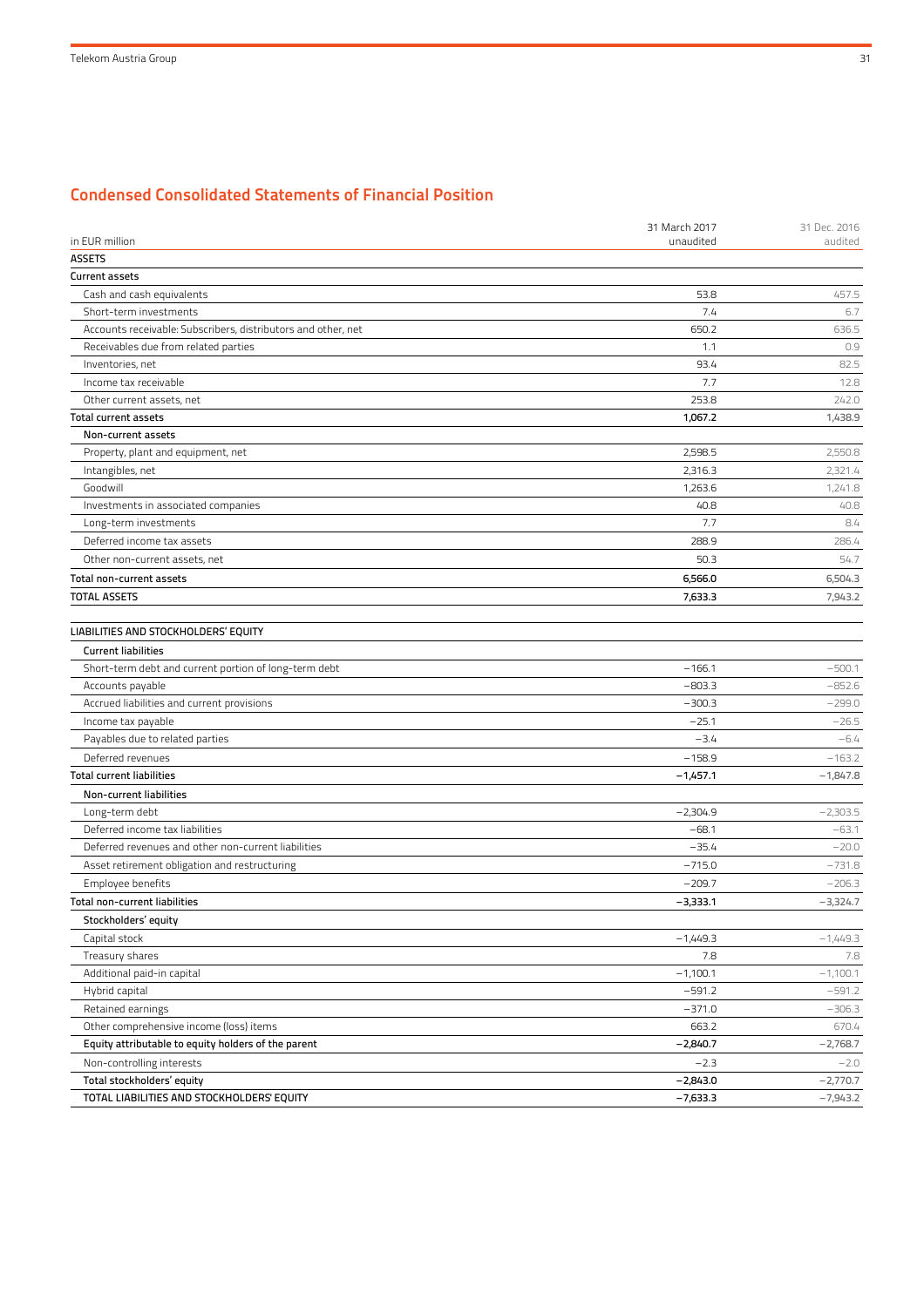## Condensed Consolidated Statements of Financial Position

| in EUR million | 31 March 2017 unaudited | 31 Dec. 2016 audited |
|---|---|---|
| **ASSETS** | | |
| **Current assets** | | |
| Cash and cash equivalents | 53.8 | 457.5 |
| Short-term investments | 7.4 | 6.7 |
| Accounts receivable: Subscribers, distributors and other, net | 650.2 | 636.5 |
| Receivables due from related parties | 1.1 | 0.9 |
| Inventories, net | 93.4 | 82.5 |
| Income tax receivable | 7.7 | 12.8 |
| Other current assets, net | 253.8 | 242.0 |
| **Total current assets** | **1,067.2** | **1,438.9** |
| **Non-current assets** | | |
| Property, plant and equipment, net | 2,598.5 | 2,550.8 |
| Intangibles, net | 2,316.3 | 2,321.4 |
| Goodwill | 1,263.6 | 1,241.8 |
| Investments in associated companies | 40.8 | 40.8 |
| Long-term investments | 7.7 | 8.4 |
| Deferred income tax assets | 288.9 | 286.4 |
| Other non-current assets, net | 50.3 | 54.7 |
| **Total non-current assets** | **6,566.0** | **6,504.3** |
| **TOTAL ASSETS** | **7,633.3** | **7,943.2** |
| | | |
| **LIABILITIES AND STOCKHOLDERS' EQUITY** | | |
| **Current liabilities** | | |
| Short-term debt and current portion of long-term debt | −166.1 | −500.1 |
| Accounts payable | −803.3 | −852.6 |
| Accrued liabilities and current provisions | −300.3 | −299.0 |
| Income tax payable | −25.1 | −26.5 |
| Payables due to related parties | −3.4 | −6.4 |
| Deferred revenues | −158.9 | −163.2 |
| **Total current liabilities** | **−1,457.1** | **−1,847.8** |
| **Non-current liabilities** | | |
| Long-term debt | −2,304.9 | −2,303.5 |
| Deferred income tax liabilities | −68.1 | −63.1 |
| Deferred revenues and other non-current liabilities | −35.4 | −20.0 |
| Asset retirement obligation and restructuring | −715.0 | −731.8 |
| Employee benefits | −209.7 | −206.3 |
| **Total non-current liabilities** | **−3,333.1** | **−3,324.7** |
| **Stockholders' equity** | | |
| Capital stock | −1,449.3 | −1,449.3 |
| Treasury shares | 7.8 | 7.8 |
| Additional paid-in capital | −1,100.1 | −1,100.1 |
| Hybrid capital | −591.2 | −591.2 |
| Retained earnings | −371.0 | −306.3 |
| Other comprehensive income (loss) items | 663.2 | 670.4 |
| **Equity attributable to equity holders of the parent** | **−2,840.7** | **−2,768.7** |
| Non-controlling interests | −2.3 | −2.0 |
| **Total stockholders' equity** | **−2,843.0** | **−2,770.7** |
| **TOTAL LIABILITIES AND STOCKHOLDERS' EQUITY** | **−7,633.3** | **−7,943.2** |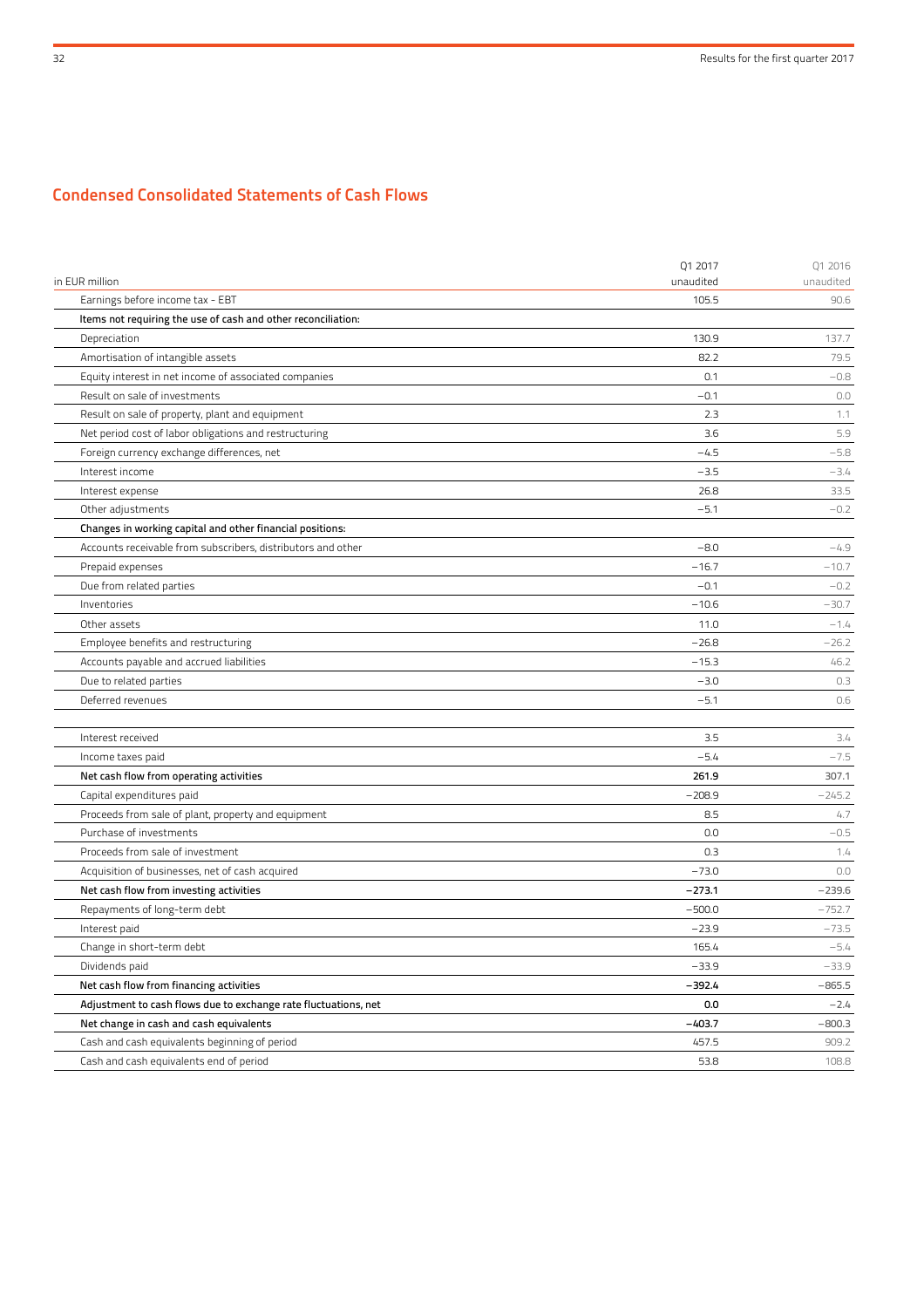## Condensed Consolidated Statements of Cash Flows

| in EUR million | Q1 2017 unaudited | Q1 2016 unaudited |
|---|---|---|
| Earnings before income tax - EBT | 105.5 | 90.6 |
| **Items not requiring the use of cash and other reconciliation:** | | |
| Depreciation | 130.9 | 137.7 |
| Amortisation of intangible assets | 82.2 | 79.5 |
| Equity interest in net income of associated companies | 0.1 | −0.8 |
| Result on sale of investments | −0.1 | 0.0 |
| Result on sale of property, plant and equipment | 2.3 | 1.1 |
| Net period cost of labor obligations and restructuring | 3.6 | 5.9 |
| Foreign currency exchange differences, net | −4.5 | −5.8 |
| Interest income | −3.5 | −3.4 |
| Interest expense | 26.8 | 33.5 |
| Other adjustments | −5.1 | −0.2 |
| **Changes in working capital and other financial positions:** | | |
| Accounts receivable from subscribers, distributors and other | −8.0 | −4.9 |
| Prepaid expenses | −16.7 | −10.7 |
| Due from related parties | −0.1 | −0.2 |
| Inventories | −10.6 | −30.7 |
| Other assets | 11.0 | −1.4 |
| Employee benefits and restructuring | −26.8 | −26.2 |
| Accounts payable and accrued liabilities | −15.3 | 46.2 |
| Due to related parties | −3.0 | 0.3 |
| Deferred revenues | −5.1 | 0.6 |
| | | |
| Interest received | 3.5 | 3.4 |
| Income taxes paid | −5.4 | −7.5 |
| **Net cash flow from operating activities** | **261.9** | 307.1 |
| Capital expenditures paid | −208.9 | −245.2 |
| Proceeds from sale of plant, property and equipment | 8.5 | 4.7 |
| Purchase of investments | 0.0 | −0.5 |
| Proceeds from sale of investment | 0.3 | 1.4 |
| Acquisition of businesses, net of cash acquired | −73.0 | 0.0 |
| **Net cash flow from investing activities** | **−273.1** | −239.6 |
| Repayments of long-term debt | −500.0 | −752.7 |
| Interest paid | −23.9 | −73.5 |
| Change in short-term debt | 165.4 | −5.4 |
| Dividends paid | −33.9 | −33.9 |
| **Net cash flow from financing activities** | **−392.4** | −865.5 |
| **Adjustment to cash flows due to exchange rate fluctuations, net** | **0.0** | −2.4 |
| **Net change in cash and cash equivalents** | **−403.7** | −800.3 |
| Cash and cash equivalents beginning of period | 457.5 | 909.2 |
| Cash and cash equivalents end of period | 53.8 | 108.8 |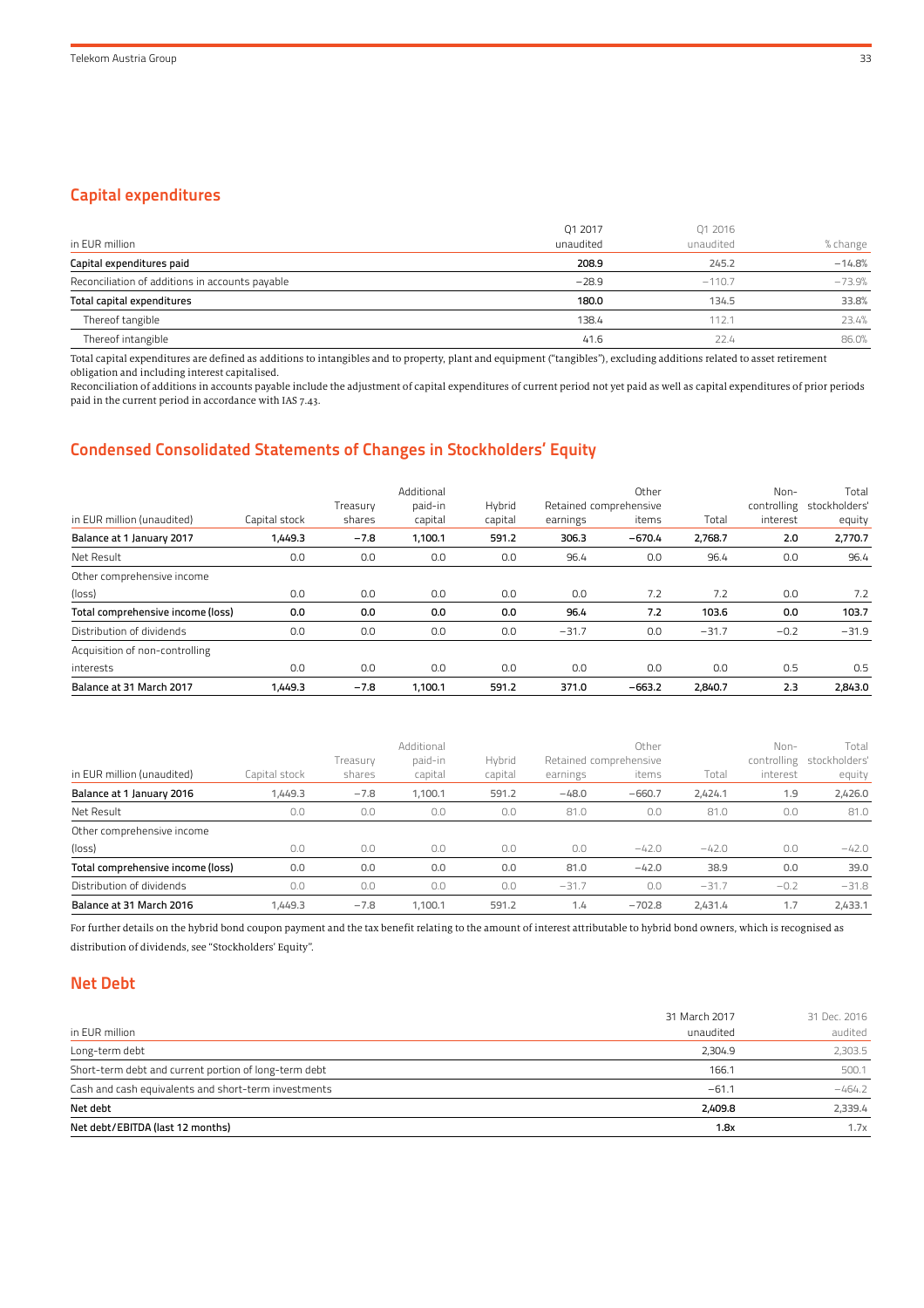## Capital expenditures

| in EUR million | Q1 2017 unaudited | Q1 2016 unaudited | % change |
|---|---|---|---|
| **Capital expenditures paid** | **208.9** | 245.2 | −14.8% |
| Reconciliation of additions in accounts payable | −28.9 | −110.7 | −73.9% |
| **Total capital expenditures** | **180.0** | 134.5 | 33.8% |
| Thereof tangible | 138.4 | 112.1 | 23.4% |
| Thereof intangible | 41.6 | 22.4 | 86.0% |

Total capital expenditures are defined as additions to intangibles and to property, plant and equipment ("tangibles"), excluding additions related to asset retirement obligation and including interest capitalised.
Reconciliation of additions in accounts payable include the adjustment of capital expenditures of current period not yet paid as well as capital expenditures of prior periods paid in the current period in accordance with IAS 7.43.

## Condensed Consolidated Statements of Changes in Stockholders' Equity

| in EUR million (unaudited) | Capital stock | Treasury shares | Additional paid-in capital | Hybrid capital | Retained earnings | Other comprehensive items | Total | Non-controlling interest | Total stockholders' equity |
|---|---|---|---|---|---|---|---|---|---|
| **Balance at 1 January 2017** | **1,449.3** | **−7.8** | **1,100.1** | **591.2** | **306.3** | **−670.4** | **2,768.7** | **2.0** | **2,770.7** |
| Net Result | 0.0 | 0.0 | 0.0 | 0.0 | 96.4 | 0.0 | 96.4 | 0.0 | 96.4 |
| Other comprehensive income (loss) | 0.0 | 0.0 | 0.0 | 0.0 | 0.0 | 7.2 | 7.2 | 0.0 | 7.2 |
| **Total comprehensive income (loss)** | **0.0** | **0.0** | **0.0** | **0.0** | **96.4** | **7.2** | **103.6** | **0.0** | **103.7** |
| Distribution of dividends | 0.0 | 0.0 | 0.0 | 0.0 | −31.7 | 0.0 | −31.7 | −0.2 | −31.9 |
| Acquisition of non-controlling interests | 0.0 | 0.0 | 0.0 | 0.0 | 0.0 | 0.0 | 0.0 | 0.5 | 0.5 |
| **Balance at 31 March 2017** | **1,449.3** | **−7.8** | **1,100.1** | **591.2** | **371.0** | **−663.2** | **2,840.7** | **2.3** | **2,843.0** |

| in EUR million (unaudited) | Capital stock | Treasury shares | Additional paid-in capital | Hybrid capital | Retained earnings | Other comprehensive items | Total | Non-controlling interest | Total stockholders' equity |
|---|---|---|---|---|---|---|---|---|---|
| **Balance at 1 January 2016** | 1,449.3 | −7.8 | 1,100.1 | 591.2 | −48.0 | −660.7 | 2,424.1 | 1.9 | 2,426.0 |
| Net Result | 0.0 | 0.0 | 0.0 | 0.0 | 81.0 | 0.0 | 81.0 | 0.0 | 81.0 |
| Other comprehensive income (loss) | 0.0 | 0.0 | 0.0 | 0.0 | 0.0 | −42.0 | −42.0 | 0.0 | −42.0 |
| **Total comprehensive income (loss)** | 0.0 | 0.0 | 0.0 | 0.0 | 81.0 | −42.0 | 38.9 | 0.0 | 39.0 |
| Distribution of dividends | 0.0 | 0.0 | 0.0 | 0.0 | −31.7 | 0.0 | −31.7 | −0.2 | −31.8 |
| **Balance at 31 March 2016** | 1,449.3 | −7.8 | 1,100.1 | 591.2 | 1.4 | −702.8 | 2,431.4 | 1.7 | 2,433.1 |

For further details on the hybrid bond coupon payment and the tax benefit relating to the amount of interest attributable to hybrid bond owners, which is recognised as distribution of dividends, see "Stockholders' Equity".

## Net Debt

| in EUR million | 31 March 2017 unaudited | 31 Dec. 2016 audited |
|---|---|---|
| Long-term debt | 2,304.9 | 2,303.5 |
| Short-term debt and current portion of long-term debt | 166.1 | 500.1 |
| Cash and cash equivalents and short-term investments | −61.1 | −464.2 |
| **Net debt** | **2,409.8** | 2,339.4 |
| **Net debt/EBITDA (last 12 months)** | **1.8x** | 1.7x |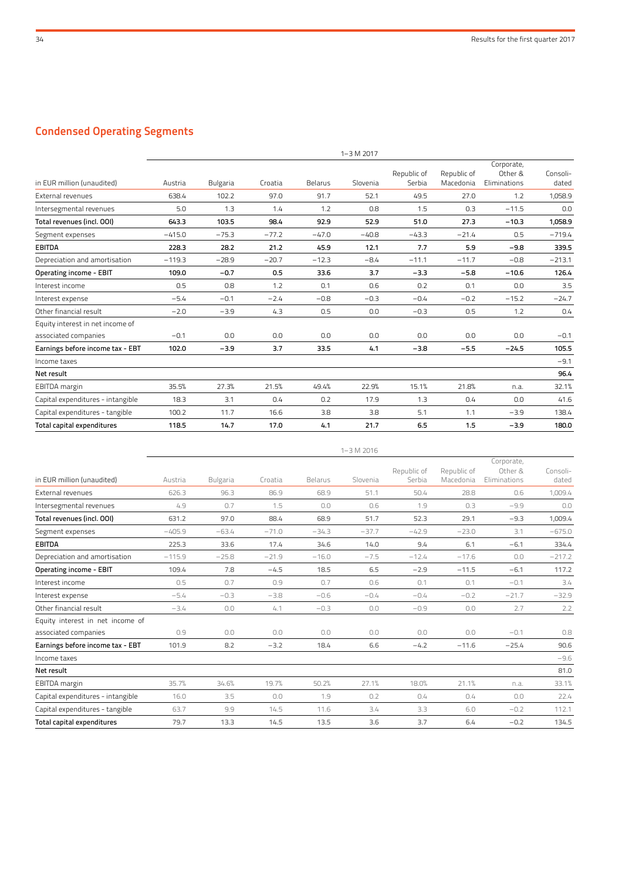## Condensed Operating Segments

| in EUR million (unaudited) | 1–3 M 2017 | | | | | | | | |
|---|---|---|---|---|---|---|---|---|---|
| | Austria | Bulgaria | Croatia | Belarus | Slovenia | Republic of Serbia | Republic of Macedonia | Corporate, Other & Eliminations | Consoli-dated |
| External revenues | 638.4 | 102.2 | 97.0 | 91.7 | 52.1 | 49.5 | 27.0 | 1.2 | 1,058.9 |
| Intersegmental revenues | 5.0 | 1.3 | 1.4 | 1.2 | 0.8 | 1.5 | 0.3 | −11.5 | 0.0 |
| **Total revenues (incl. OOI)** | **643.3** | **103.5** | **98.4** | **92.9** | **52.9** | **51.0** | **27.3** | **−10.3** | **1,058.9** |
| Segment expenses | −415.0 | −75.3 | −77.2 | −47.0 | −40.8 | −43.3 | −21.4 | 0.5 | −719.4 |
| **EBITDA** | **228.3** | **28.2** | **21.2** | **45.9** | **12.1** | **7.7** | **5.9** | **−9.8** | **339.5** |
| Depreciation and amortisation | −119.3 | −28.9 | −20.7 | −12.3 | −8.4 | −11.1 | −11.7 | −0.8 | −213.1 |
| **Operating income - EBIT** | **109.0** | **−0.7** | **0.5** | **33.6** | **3.7** | **−3.3** | **−5.8** | **−10.6** | **126.4** |
| Interest income | 0.5 | 0.8 | 1.2 | 0.1 | 0.6 | 0.2 | 0.1 | 0.0 | 3.5 |
| Interest expense | −5.4 | −0.1 | −2.4 | −0.8 | −0.3 | −0.4 | −0.2 | −15.2 | −24.7 |
| Other financial result | −2.0 | −3.9 | 4.3 | 0.5 | 0.0 | −0.3 | 0.5 | 1.2 | 0.4 |
| Equity interest in net income of associated companies | −0.1 | 0.0 | 0.0 | 0.0 | 0.0 | 0.0 | 0.0 | 0.0 | −0.1 |
| **Earnings before income tax - EBT** | **102.0** | **−3.9** | **3.7** | **33.5** | **4.1** | **−3.8** | **−5.5** | **−24.5** | **105.5** |
| Income taxes | | | | | | | | | −9.1 |
| **Net result** | | | | | | | | | **96.4** |
| EBITDA margin | 35.5% | 27.3% | 21.5% | 49.4% | 22.9% | 15.1% | 21.8% | n.a. | 32.1% |
| Capital expenditures - intangible | 18.3 | 3.1 | 0.4 | 0.2 | 17.9 | 1.3 | 0.4 | 0.0 | 41.6 |
| Capital expenditures - tangible | 100.2 | 11.7 | 16.6 | 3.8 | 3.8 | 5.1 | 1.1 | −3.9 | 138.4 |
| **Total capital expenditures** | **118.5** | **14.7** | **17.0** | **4.1** | **21.7** | **6.5** | **1.5** | **−3.9** | **180.0** |

| in EUR million (unaudited) | 1–3 M 2016 | | | | | | | | |
|---|---|---|---|---|---|---|---|---|---|
| | Austria | Bulgaria | Croatia | Belarus | Slovenia | Republic of Serbia | Republic of Macedonia | Corporate, Other & Eliminations | Consoli-dated |
| External revenues | 626.3 | 96.3 | 86.9 | 68.9 | 51.1 | 50.4 | 28.8 | 0.6 | 1,009.4 |
| Intersegmental revenues | 4.9 | 0.7 | 1.5 | 0.0 | 0.6 | 1.9 | 0.3 | −9.9 | 0.0 |
| **Total revenues (incl. OOI)** | **631.2** | **97.0** | **88.4** | **68.9** | **51.7** | **52.3** | **29.1** | **−9.3** | **1,009.4** |
| Segment expenses | −405.9 | −63.4 | −71.0 | −34.3 | −37.7 | −42.9 | −23.0 | 3.1 | −675.0 |
| **EBITDA** | **225.3** | **33.6** | **17.4** | **34.6** | **14.0** | **9.4** | **6.1** | **−6.1** | **334.4** |
| Depreciation and amortisation | −115.9 | −25.8 | −21.9 | −16.0 | −7.5 | −12.4 | −17.6 | 0.0 | −217.2 |
| **Operating income - EBIT** | **109.4** | **7.8** | **−4.5** | **18.5** | **6.5** | **−2.9** | **−11.5** | **−6.1** | **117.2** |
| Interest income | 0.5 | 0.7 | 0.9 | 0.7 | 0.6 | 0.1 | 0.1 | −0.1 | 3.4 |
| Interest expense | −5.4 | −0.3 | −3.8 | −0.6 | −0.4 | −0.4 | −0.2 | −21.7 | −32.9 |
| Other financial result | −3.4 | 0.0 | 4.1 | −0.3 | 0.0 | −0.9 | 0.0 | 2.7 | 2.2 |
| Equity interest in net income of associated companies | 0.9 | 0.0 | 0.0 | 0.0 | 0.0 | 0.0 | 0.0 | −0.1 | 0.8 |
| **Earnings before income tax - EBT** | **101.9** | **8.2** | **−3.2** | **18.4** | **6.6** | **−4.2** | **−11.6** | **−25.4** | **90.6** |
| Income taxes | | | | | | | | | −9.6 |
| **Net result** | | | | | | | | | **81.0** |
| EBITDA margin | 35.7% | 34.6% | 19.7% | 50.2% | 27.1% | 18.0% | 21.1% | n.a. | 33.1% |
| Capital expenditures - intangible | 16.0 | 3.5 | 0.0 | 1.9 | 0.2 | 0.4 | 0.4 | 0.0 | 22.4 |
| Capital expenditures - tangible | 63.7 | 9.9 | 14.5 | 11.6 | 3.4 | 3.3 | 6.0 | −0.2 | 112.1 |
| **Total capital expenditures** | **79.7** | **13.3** | **14.5** | **13.5** | **3.6** | **3.7** | **6.4** | **−0.2** | **134.5** |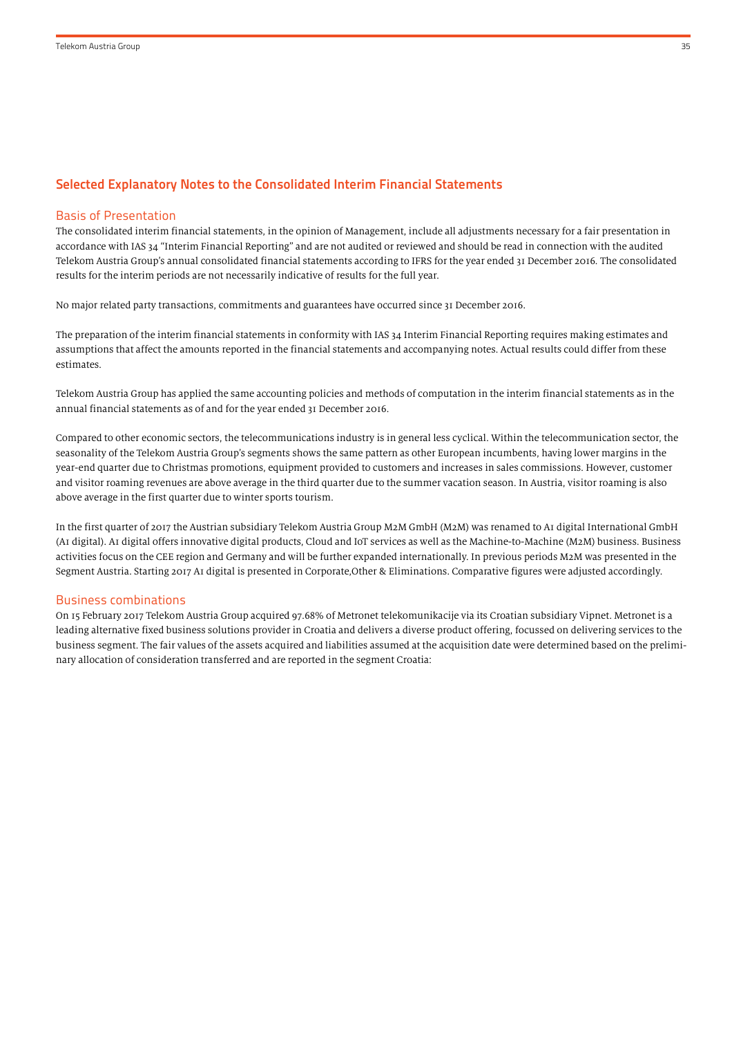## Selected Explanatory Notes to the Consolidated Interim Financial Statements

### Basis of Presentation

The consolidated interim financial statements, in the opinion of Management, include all adjustments necessary for a fair presentation in accordance with IAS 34 "Interim Financial Reporting" and are not audited or reviewed and should be read in connection with the audited Telekom Austria Group's annual consolidated financial statements according to IFRS for the year ended 31 December 2016. The consolidated results for the interim periods are not necessarily indicative of results for the full year.

No major related party transactions, commitments and guarantees have occurred since 31 December 2016.

The preparation of the interim financial statements in conformity with IAS 34 Interim Financial Reporting requires making estimates and assumptions that affect the amounts reported in the financial statements and accompanying notes. Actual results could differ from these estimates.

Telekom Austria Group has applied the same accounting policies and methods of computation in the interim financial statements as in the annual financial statements as of and for the year ended 31 December 2016.

Compared to other economic sectors, the telecommunications industry is in general less cyclical. Within the telecommunication sector, the seasonality of the Telekom Austria Group's segments shows the same pattern as other European incumbents, having lower margins in the year-end quarter due to Christmas promotions, equipment provided to customers and increases in sales commissions. However, customer and visitor roaming revenues are above average in the third quarter due to the summer vacation season. In Austria, visitor roaming is also above average in the first quarter due to winter sports tourism.

In the first quarter of 2017 the Austrian subsidiary Telekom Austria Group M2M GmbH (M2M) was renamed to A1 digital International GmbH (A1 digital). A1 digital offers innovative digital products, Cloud and IoT services as well as the Machine-to-Machine (M2M) business. Business activities focus on the CEE region and Germany and will be further expanded internationally. In previous periods M2M was presented in the Segment Austria. Starting 2017 A1 digital is presented in Corporate,Other & Eliminations. Comparative figures were adjusted accordingly.

### Business combinations

On 15 February 2017 Telekom Austria Group acquired 97.68% of Metronet telekomunikacije via its Croatian subsidiary Vipnet. Metronet is a leading alternative fixed business solutions provider in Croatia and delivers a diverse product offering, focussed on delivering services to the business segment. The fair values of the assets acquired and liabilities assumed at the acquisition date were determined based on the preliminary allocation of consideration transferred and are reported in the segment Croatia: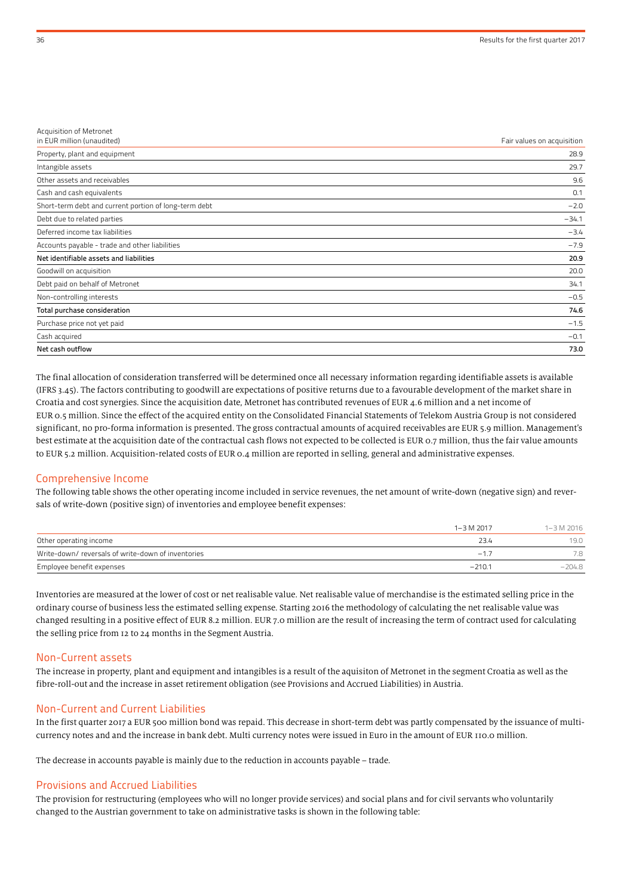| Acquisition of Metronet<br>in EUR million (unaudited) | Fair values on acquisition |
|---|---|
| Property, plant and equipment | 28.9 |
| Intangible assets | 29.7 |
| Other assets and receivables | 9.6 |
| Cash and cash equivalents | 0.1 |
| Short-term debt and current portion of long-term debt | −2.0 |
| Debt due to related parties | −34.1 |
| Deferred income tax liabilities | −3.4 |
| Accounts payable - trade and other liabilities | −7.9 |
| **Net identifiable assets and liabilities** | **20.9** |
| Goodwill on acquisition | 20.0 |
| Debt paid on behalf of Metronet | 34.1 |
| Non-controlling interests | −0.5 |
| **Total purchase consideration** | **74.6** |
| Purchase price not yet paid | −1.5 |
| Cash acquired | −0.1 |
| **Net cash outflow** | **73.0** |

The final allocation of consideration transferred will be determined once all necessary information regarding identifiable assets is available (IFRS 3.45). The factors contributing to goodwill are expectations of positive returns due to a favourable development of the market share in Croatia and cost synergies. Since the acquisition date, Metronet has contributed revenues of EUR 4.6 million and a net income of EUR 0.5 million. Since the effect of the acquired entity on the Consolidated Financial Statements of Telekom Austria Group is not considered significant, no pro-forma information is presented. The gross contractual amounts of acquired receivables are EUR 5.9 million. Management's best estimate at the acquisition date of the contractual cash flows not expected to be collected is EUR 0.7 million, thus the fair value amounts to EUR 5.2 million. Acquisition-related costs of EUR 0.4 million are reported in selling, general and administrative expenses.

## Comprehensive Income

The following table shows the other operating income included in service revenues, the net amount of write-down (negative sign) and reversals of write-down (positive sign) of inventories and employee benefit expenses:

| | 1–3 M 2017 | 1–3 M 2016 |
|---|---|---|
| Other operating income | 23.4 | 19.0 |
| Write-down/ reversals of write-down of inventories | −1.7 | 7.8 |
| Employee benefit expenses | −210.1 | −204.8 |

Inventories are measured at the lower of cost or net realisable value. Net realisable value of merchandise is the estimated selling price in the ordinary course of business less the estimated selling expense. Starting 2016 the methodology of calculating the net realisable value was changed resulting in a positive effect of EUR 8.2 million. EUR 7.0 million are the result of increasing the term of contract used for calculating the selling price from 12 to 24 months in the Segment Austria.

## Non-Current assets

The increase in property, plant and equipment and intangibles is a result of the aquisiton of Metronet in the segment Croatia as well as the fibre-roll-out and the increase in asset retirement obligation (see Provisions and Accrued Liabilities) in Austria.

## Non-Current and Current Liabilities

In the first quarter 2017 a EUR 500 million bond was repaid. This decrease in short-term debt was partly compensated by the issuance of multi-currency notes and and the increase in bank debt. Multi currency notes were issued in Euro in the amount of EUR 110.0 million.

The decrease in accounts payable is mainly due to the reduction in accounts payable – trade.

## Provisions and Accrued Liabilities

The provision for restructuring (employees who will no longer provide services) and social plans and for civil servants who voluntarily changed to the Austrian government to take on administrative tasks is shown in the following table: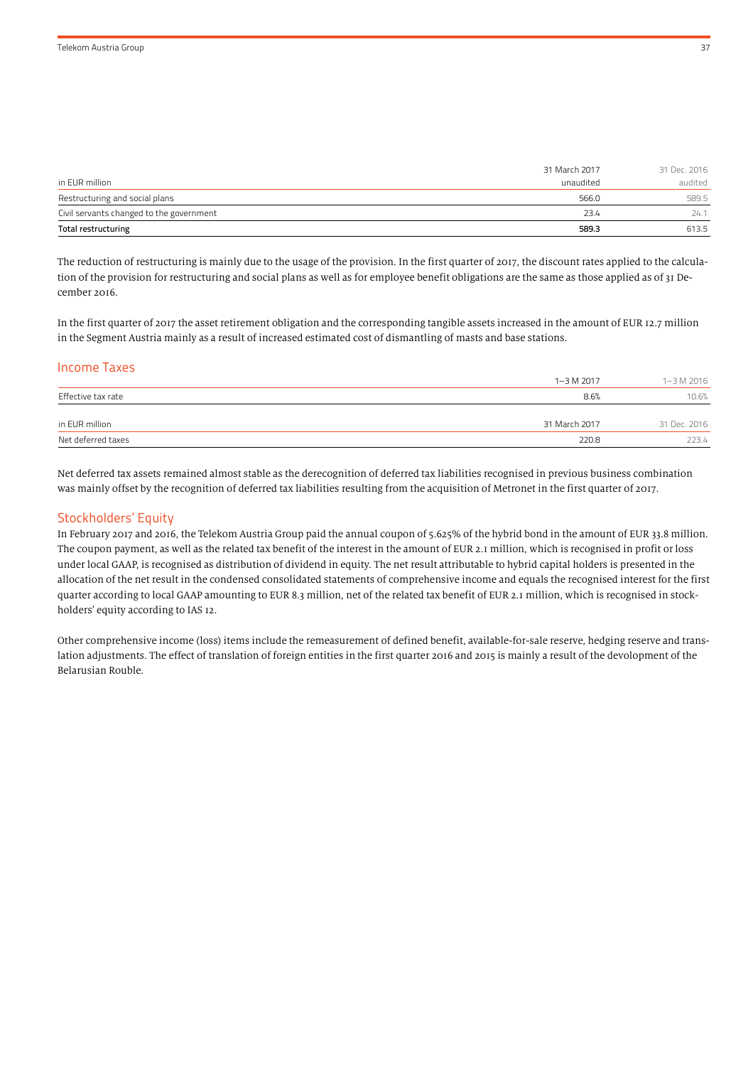| in EUR million | 31 March 2017 unaudited | 31 Dec. 2016 audited |
|---|---|---|
| Restructuring and social plans | 566.0 | 589.5 |
| Civil servants changed to the government | 23.4 | 24.1 |
| **Total restructuring** | **589.3** | 613.5 |

The reduction of restructuring is mainly due to the usage of the provision. In the first quarter of 2017, the discount rates applied to the calculation of the provision for restructuring and social plans as well as for employee benefit obligations are the same as those applied as of 31 December 2016.

In the first quarter of 2017 the asset retirement obligation and the corresponding tangible assets increased in the amount of EUR 12.7 million in the Segment Austria mainly as a result of increased estimated cost of dismantling of masts and base stations.

## Income Taxes

| | 1–3 M 2017 | 1–3 M 2016 |
|---|---|---|
| Effective tax rate | 8.6% | 10.6% |

| in EUR million | 31 March 2017 | 31 Dec. 2016 |
|---|---|---|
| Net deferred taxes | 220.8 | 223.4 |

Net deferred tax assets remained almost stable as the derecognition of deferred tax liabilities recognised in previous business combination was mainly offset by the recognition of deferred tax liabilities resulting from the acquisition of Metronet in the first quarter of 2017.

## Stockholders' Equity

In February 2017 and 2016, the Telekom Austria Group paid the annual coupon of 5.625% of the hybrid bond in the amount of EUR 33.8 million. The coupon payment, as well as the related tax benefit of the interest in the amount of EUR 2.1 million, which is recognised in profit or loss under local GAAP, is recognised as distribution of dividend in equity. The net result attributable to hybrid capital holders is presented in the allocation of the net result in the condensed consolidated statements of comprehensive income and equals the recognised interest for the first quarter according to local GAAP amounting to EUR 8.3 million, net of the related tax benefit of EUR 2.1 million, which is recognised in stockholders' equity according to IAS 12.

Other comprehensive income (loss) items include the remeasurement of defined benefit, available-for-sale reserve, hedging reserve and translation adjustments. The effect of translation of foreign entities in the first quarter 2016 and 2015 is mainly a result of the devolopment of the Belarusian Rouble.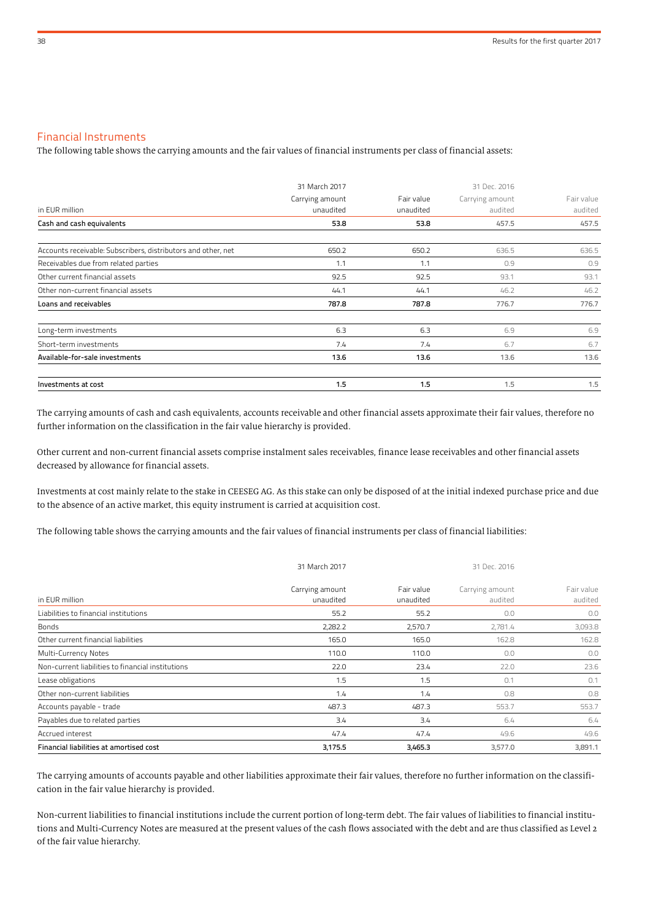## Financial Instruments

The following table shows the carrying amounts and the fair values of financial instruments per class of financial assets:

| in EUR million | 31 March 2017 Carrying amount unaudited | Fair value unaudited | 31 Dec. 2016 Carrying amount audited | Fair value audited |
|---|---|---|---|---|
| **Cash and cash equivalents** | **53.8** | **53.8** | 457.5 | 457.5 |
| Accounts receivable: Subscribers, distributors and other, net | 650.2 | 650.2 | 636.5 | 636.5 |
| Receivables due from related parties | 1.1 | 1.1 | 0.9 | 0.9 |
| Other current financial assets | 92.5 | 92.5 | 93.1 | 93.1 |
| Other non-current financial assets | 44.1 | 44.1 | 46.2 | 46.2 |
| **Loans and receivables** | **787.8** | **787.8** | 776.7 | 776.7 |
| Long-term investments | 6.3 | 6.3 | 6.9 | 6.9 |
| Short-term investments | 7.4 | 7.4 | 6.7 | 6.7 |
| **Available-for-sale investments** | **13.6** | **13.6** | 13.6 | 13.6 |
| **Investments at cost** | **1.5** | **1.5** | 1.5 | 1.5 |

The carrying amounts of cash and cash equivalents, accounts receivable and other financial assets approximate their fair values, therefore no further information on the classification in the fair value hierarchy is provided.

Other current and non-current financial assets comprise instalment sales receivables, finance lease receivables and other financial assets decreased by allowance for financial assets.

Investments at cost mainly relate to the stake in CEESEG AG. As this stake can only be disposed of at the initial indexed purchase price and due to the absence of an active market, this equity instrument is carried at acquisition cost.

The following table shows the carrying amounts and the fair values of financial instruments per class of financial liabilities:

| in EUR million | 31 March 2017 Carrying amount unaudited | Fair value unaudited | 31 Dec. 2016 Carrying amount audited | Fair value audited |
|---|---|---|---|---|
| Liabilities to financial institutions | 55.2 | 55.2 | 0.0 | 0.0 |
| Bonds | 2,282.2 | 2,570.7 | 2,781.4 | 3,093.8 |
| Other current financial liabilities | 165.0 | 165.0 | 162.8 | 162.8 |
| Multi-Currency Notes | 110.0 | 110.0 | 0.0 | 0.0 |
| Non-current liabilities to financial institutions | 22.0 | 23.4 | 22.0 | 23.6 |
| Lease obligations | 1.5 | 1.5 | 0.1 | 0.1 |
| Other non-current liabilities | 1.4 | 1.4 | 0.8 | 0.8 |
| Accounts payable - trade | 487.3 | 487.3 | 553.7 | 553.7 |
| Payables due to related parties | 3.4 | 3.4 | 6.4 | 6.4 |
| Accrued interest | 47.4 | 47.4 | 49.6 | 49.6 |
| **Financial liabilities at amortised cost** | **3,175.5** | **3,465.3** | 3,577.0 | 3,891.1 |

The carrying amounts of accounts payable and other liabilities approximate their fair values, therefore no further information on the classification in the fair value hierarchy is provided.

Non-current liabilities to financial institutions include the current portion of long-term debt. The fair values of liabilities to financial institutions and Multi-Currency Notes are measured at the present values of the cash flows associated with the debt and are thus classified as Level 2 of the fair value hierarchy.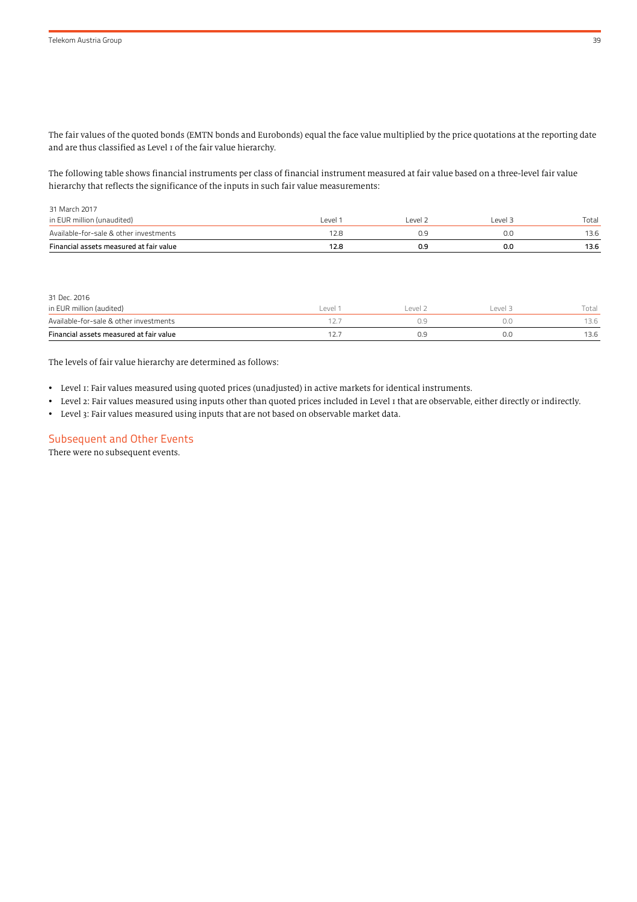The fair values of the quoted bonds (EMTN bonds and Eurobonds) equal the face value multiplied by the price quotations at the reporting date and are thus classified as Level 1 of the fair value hierarchy.

The following table shows financial instruments per class of financial instrument measured at fair value based on a three-level fair value hierarchy that reflects the significance of the inputs in such fair value measurements:

| 31 March 2017<br>in EUR million (unaudited) | Level 1 | Level 2 | Level 3 | Total |
|---|---|---|---|---|
| Available-for-sale & other investments | 12.8 | 0.9 | 0.0 | 13.6 |
| **Financial assets measured at fair value** | **12.8** | **0.9** | **0.0** | **13.6** |

| 31 Dec. 2016<br>in EUR million (audited) | Level 1 | Level 2 | Level 3 | Total |
|---|---|---|---|---|
| Available-for-sale & other investments | 12.7 | 0.9 | 0.0 | 13.6 |
| Financial assets measured at fair value | 12.7 | 0.9 | 0.0 | 13.6 |

The levels of fair value hierarchy are determined as follows:

- Level 1: Fair values measured using quoted prices (unadjusted) in active markets for identical instruments.
- Level 2: Fair values measured using inputs other than quoted prices included in Level 1 that are observable, either directly or indirectly.
- Level 3: Fair values measured using inputs that are not based on observable market data.

## Subsequent and Other Events

There were no subsequent events.